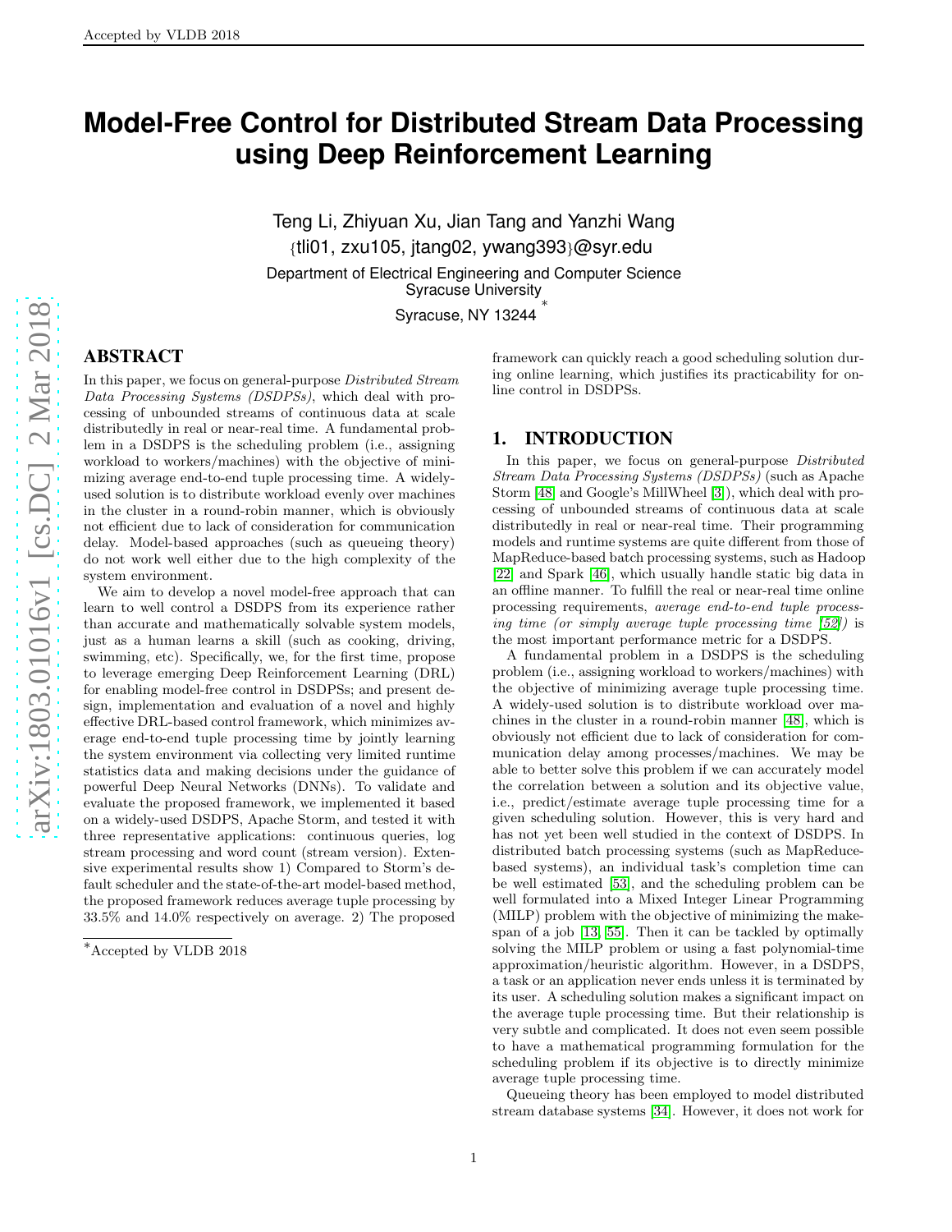# Model-Free Control for Distributed Stream Data Processing using Deep Reinforcement Learning

Teng Li, Zhiyuan Xu, Jian Tang and Yanzhi Wang

{tli01, zxu105, jtang02, ywang393}@syr.edu

Department of Electrical Engineering and Computer Science
Syracuse University
Syracuse, NY 13244 [*]

## ABSTRACT

In this paper, we focus on general-purpose *Distributed Stream Data Processing Systems (DSDPSs)*, which deal with processing of unbounded streams of continuous data at scale distributedly in real or near-real time. A fundamental problem in a DSDPS is the scheduling problem (i.e., assigning workload to workers/machines) with the objective of minimizing average end-to-end tuple processing time. A widely-used solution is to distribute workload evenly over machines in the cluster in a round-robin manner, which is obviously not efficient due to lack of consideration for communication delay. Model-based approaches (such as queueing theory) do not work well either due to the high complexity of the system environment.

We aim to develop a novel model-free approach that can learn to well control a DSDPS from its experience rather than accurate and mathematically solvable system models, just as a human learns a skill (such as cooking, driving, swimming, etc). Specifically, we, for the first time, propose to leverage emerging Deep Reinforcement Learning (DRL) for enabling model-free control in DSDPSs; and present design, implementation and evaluation of a novel and highly effective DRL-based control framework, which minimizes average end-to-end tuple processing time by jointly learning the system environment via collecting very limited runtime statistics data and making decisions under the guidance of powerful Deep Neural Networks (DNNs). To validate and evaluate the proposed framework, we implemented it based on a widely-used DSDPS, Apache Storm, and tested it with three representative applications: continuous queries, log stream processing and word count (stream version). Extensive experimental results show 1) Compared to Storm's default scheduler and the state-of-the-art model-based method, the proposed framework reduces average tuple processing by 33.5% and 14.0% respectively on average. 2) The proposed framework can quickly reach a good scheduling solution during online learning, which justifies its practicability for online control in DSDPSs.

## 1. INTRODUCTION

In this paper, we focus on general-purpose *Distributed Stream Data Processing Systems (DSDPSs)* (such as Apache Storm [48] and Google's MillWheel [3]), which deal with processing of unbounded streams of continuous data at scale distributedly in real or near-real time. Their programming models and runtime systems are quite different from those of MapReduce-based batch processing systems, such as Hadoop [22] and Spark [46], which usually handle static big data in an offline manner. To fulfill the real or near-real time online processing requirements, *average end-to-end tuple processing time (or simply average tuple processing time [52])* is the most important performance metric for a DSDPS.

A fundamental problem in a DSDPS is the scheduling problem (i.e., assigning workload to workers/machines) with the objective of minimizing average tuple processing time. A widely-used solution is to distribute workload over machines in the cluster in a round-robin manner [48], which is obviously not efficient due to lack of consideration for communication delay among processes/machines. We may be able to better solve this problem if we can accurately model the correlation between a solution and its objective value, i.e., predict/estimate average tuple processing time for a given scheduling solution. However, this is very hard and has not yet been well studied in the context of DSDPS. In distributed batch processing systems (such as MapReduce-based systems), an individual task's completion time can be well estimated [53], and the scheduling problem can be well formulated into a Mixed Integer Linear Programming (MILP) problem with the objective of minimizing the makespan of a job [13, 55]. Then it can be tackled by optimally solving the MILP problem or using a fast polynomial-time approximation/heuristic algorithm. However, in a DSDPS, a task or an application never ends unless it is terminated by its user. A scheduling solution makes a significant impact on the average tuple processing time. But their relationship is very subtle and complicated. It does not even seem possible to have a mathematical programming formulation for the scheduling problem if its objective is to directly minimize average tuple processing time.

Queueing theory has been employed to model distributed stream database systems [34]. However, it does not work for

[*]Accepted by VLDB 2018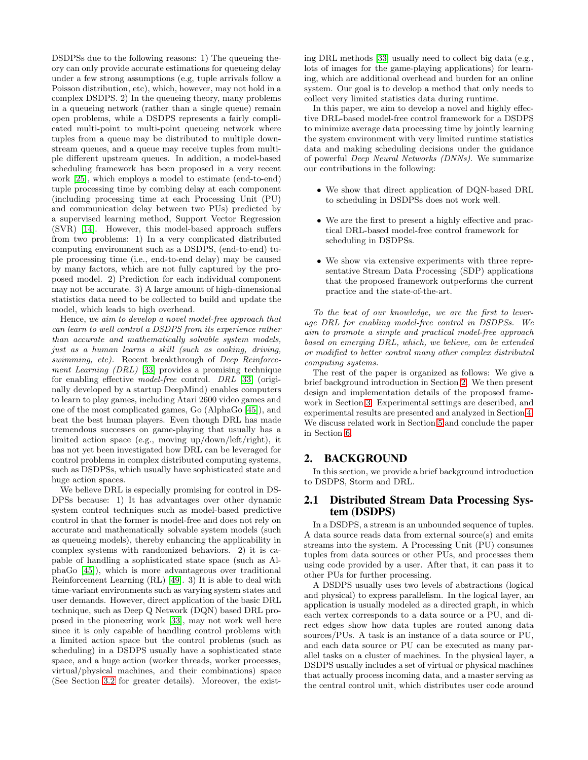DSDPSs due to the following reasons: 1) The queueing theory can only provide accurate estimations for queueing delay under a few strong assumptions (e.g, tuple arrivals follow a Poisson distribution, etc), which, however, may not hold in a complex DSDPS. 2) In the queueing theory, many problems in a queueing network (rather than a single queue) remain open problems, while a DSDPS represents a fairly complicated multi-point to multi-point queueing network where tuples from a queue may be distributed to multiple downstream queues, and a queue may receive tuples from multiple different upstream queues. In addition, a model-based scheduling framework has been proposed in a very recent work [25], which employs a model to estimate (end-to-end) tuple processing time by combing delay at each component (including processing time at each Processing Unit (PU) and communication delay between two PUs) predicted by a supervised learning method, Support Vector Regression (SVR) [14]. However, this model-based approach suffers from two problems: 1) In a very complicated distributed computing environment such as a DSDPS, (end-to-end) tuple processing time (i.e., end-to-end delay) may be caused by many factors, which are not fully captured by the proposed model. 2) Prediction for each individual component may not be accurate. 3) A large amount of high-dimensional statistics data need to be collected to build and update the model, which leads to high overhead.

Hence, *we aim to develop a novel model-free approach that can learn to well control a DSDPS from its experience rather than accurate and mathematically solvable system models, just as a human learns a skill (such as cooking, driving, swimming, etc).* Recent breakthrough of *Deep Reinforcement Learning (DRL)* [33] provides a promising technique for enabling effective *model-free* control. *DRL* [33] (originally developed by a startup DeepMind) enables computers to learn to play games, including Atari 2600 video games and one of the most complicated games, Go (AlphaGo [45]), and beat the best human players. Even though DRL has made tremendous successes on game-playing that usually has a limited action space (e.g., moving up/down/left/right), it has not yet been investigated how DRL can be leveraged for control problems in complex distributed computing systems, such as DSDPSs, which usually have sophisticated state and huge action spaces.

We believe DRL is especially promising for control in DSDPSs because: 1) It has advantages over other dynamic system control techniques such as model-based predictive control in that the former is model-free and does not rely on accurate and mathematically solvable system models (such as queueing models), thereby enhancing the applicability in complex systems with randomized behaviors. 2) it is capable of handling a sophisticated state space (such as AlphaGo [45]), which is more advantageous over traditional Reinforcement Learning (RL) [49]. 3) It is able to deal with time-variant environments such as varying system states and user demands. However, direct application of the basic DRL technique, such as Deep Q Network (DQN) based DRL proposed in the pioneering work [33], may not work well here since it is only capable of handling control problems with a limited action space but the control problems (such as scheduling) in a DSDPS usually have a sophisticated state space, and a huge action (worker threads, worker processes, virtual/physical machines, and their combinations) space (See Section 3.2 for greater details). Moreover, the existing DRL methods [33] usually need to collect big data (e.g., lots of images for the game-playing applications) for learning, which are additional overhead and burden for an online system. Our goal is to develop a method that only needs to collect very limited statistics data during runtime.

In this paper, we aim to develop a novel and highly effective DRL-based model-free control framework for a DSDPS to minimize average data processing time by jointly learning the system environment with very limited runtime statistics data and making scheduling decisions under the guidance of powerful *Deep Neural Networks (DNNs)*. We summarize our contributions in the following:

- We show that direct application of DQN-based DRL to scheduling in DSDPSs does not work well.
- We are the first to present a highly effective and practical DRL-based model-free control framework for scheduling in DSDPSs.
- We show via extensive experiments with three representative Stream Data Processing (SDP) applications that the proposed framework outperforms the current practice and the state-of-the-art.

*To the best of our knowledge, we are the first to leverage DRL for enabling model-free control in DSDPSs. We aim to promote a simple and practical model-free approach based on emerging DRL, which, we believe, can be extended or modified to better control many other complex distributed computing systems.*

The rest of the paper is organized as follows: We give a brief background introduction in Section 2. We then present design and implementation details of the proposed framework in Section 3. Experimental settings are described, and experimental results are presented and analyzed in Section 4. We discuss related work in Section 5 and conclude the paper in Section 6.

## 2. BACKGROUND

In this section, we provide a brief background introduction to DSDPS, Storm and DRL.

### 2.1 Distributed Stream Data Processing System (DSDPS)

In a DSDPS, a stream is an unbounded sequence of tuples. A data source reads data from external source(s) and emits streams into the system. A Processing Unit (PU) consumes tuples from data sources or other PUs, and processes them using code provided by a user. After that, it can pass it to other PUs for further processing.

A DSDPS usually uses two levels of abstractions (logical and physical) to express parallelism. In the logical layer, an application is usually modeled as a directed graph, in which each vertex corresponds to a data source or a PU, and direct edges show how data tuples are routed among data sources/PUs. A task is an instance of a data source or PU, and each data source or PU can be executed as many parallel tasks on a cluster of machines. In the physical layer, a DSDPS usually includes a set of virtual or physical machines that actually process incoming data, and a master serving as the central control unit, which distributes user code around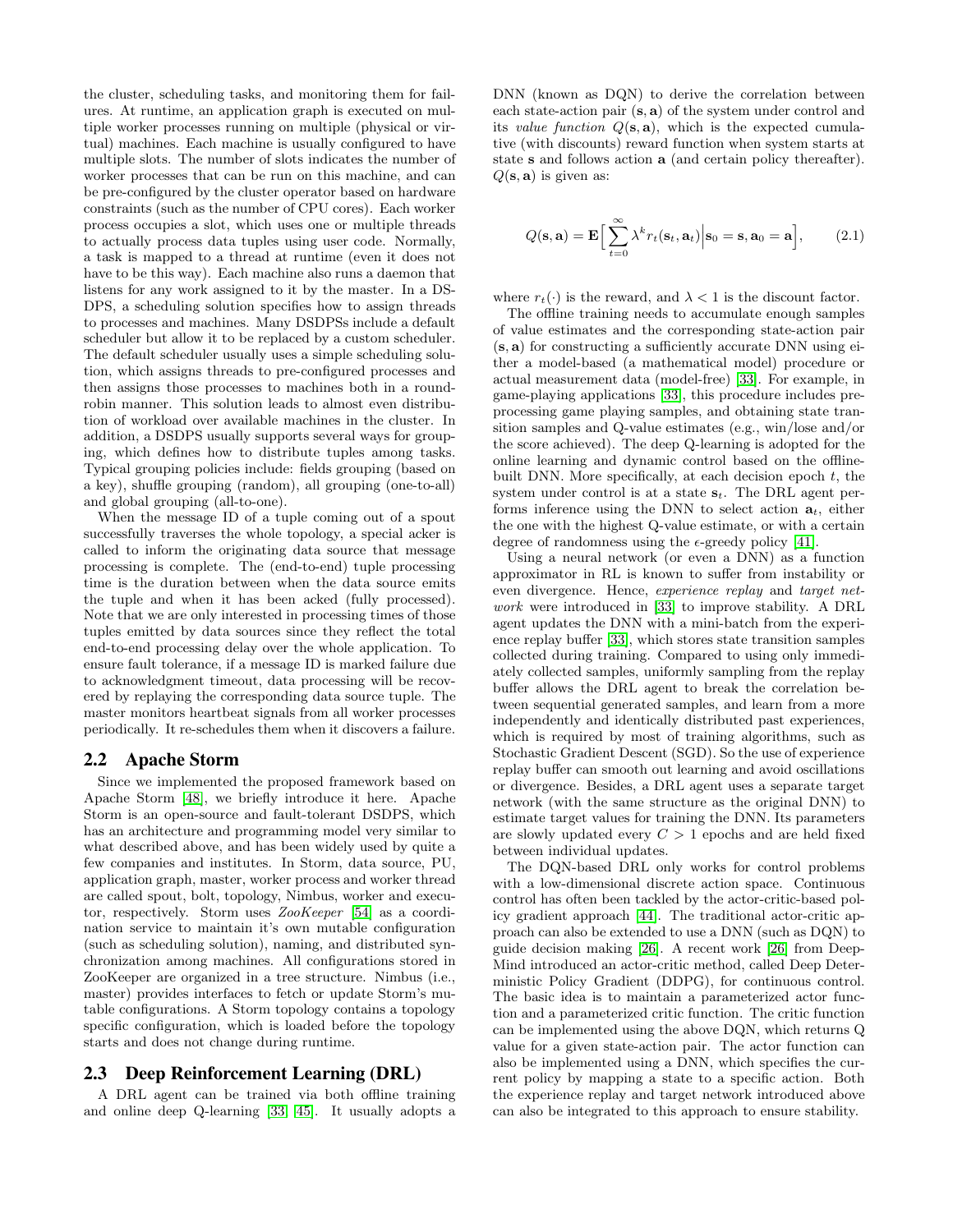the cluster, scheduling tasks, and monitoring them for failures. At runtime, an application graph is executed on multiple worker processes running on multiple (physical or virtual) machines. Each machine is usually configured to have multiple slots. The number of slots indicates the number of worker processes that can be run on this machine, and can be pre-configured by the cluster operator based on hardware constraints (such as the number of CPU cores). Each worker process occupies a slot, which uses one or multiple threads to actually process data tuples using user code. Normally, a task is mapped to a thread at runtime (even it does not have to be this way). Each machine also runs a daemon that listens for any work assigned to it by the master. In a DSDPS, a scheduling solution specifies how to assign threads to processes and machines. Many DSDPSs include a default scheduler but allow it to be replaced by a custom scheduler. The default scheduler usually uses a simple scheduling solution, which assigns threads to pre-configured processes and then assigns those processes to machines both in a round-robin manner. This solution leads to almost even distribution of workload over available machines in the cluster. In addition, a DSDPS usually supports several ways for grouping, which defines how to distribute tuples among tasks. Typical grouping policies include: fields grouping (based on a key), shuffle grouping (random), all grouping (one-to-all) and global grouping (all-to-one).

When the message ID of a tuple coming out of a spout successfully traverses the whole topology, a special acker is called to inform the originating data source that message processing is complete. The (end-to-end) tuple processing time is the duration between when the data source emits the tuple and when it has been acked (fully processed). Note that we are only interested in processing times of those tuples emitted by data sources since they reflect the total end-to-end processing delay over the whole application. To ensure fault tolerance, if a message ID is marked failure due to acknowledgment timeout, data processing will be recovered by replaying the corresponding data source tuple. The master monitors heartbeat signals from all worker processes periodically. It re-schedules them when it discovers a failure.

## 2.2 Apache Storm

Since we implemented the proposed framework based on Apache Storm [48], we briefly introduce it here. Apache Storm is an open-source and fault-tolerant DSDPS, which has an architecture and programming model very similar to what described above, and has been widely used by quite a few companies and institutes. In Storm, data source, PU, application graph, master, worker process and worker thread are called spout, bolt, topology, Nimbus, worker and executor, respectively. Storm uses *ZooKeeper* [54] as a coordination service to maintain it's own mutable configuration (such as scheduling solution), naming, and distributed synchronization among machines. All configurations stored in ZooKeeper are organized in a tree structure. Nimbus (i.e., master) provides interfaces to fetch or update Storm's mutable configurations. A Storm topology contains a topology specific configuration, which is loaded before the topology starts and does not change during runtime.

## 2.3 Deep Reinforcement Learning (DRL)

A DRL agent can be trained via both offline training and online deep Q-learning [33, 45]. It usually adopts a DNN (known as DQN) to derive the correlation between each state-action pair $(\mathbf{s}, \mathbf{a})$ of the system under control and its *value function* $Q(\mathbf{s}, \mathbf{a})$, which is the expected cumulative (with discounts) reward function when system starts at state $\mathbf{s}$ and follows action $\mathbf{a}$ (and certain policy thereafter). $Q(\mathbf{s}, \mathbf{a})$ is given as:

$$Q(\mathbf{s}, \mathbf{a}) = \mathbf{E}\Big[\sum_{t=0}^{\infty} \lambda^k r_t(\mathbf{s}_t, \mathbf{a}_t)\Big|\mathbf{s}_0 = \mathbf{s}, \mathbf{a}_0 = \mathbf{a}\Big], \qquad (2.1)$$

where $r_t(\cdot)$ is the reward, and $\lambda < 1$ is the discount factor.

The offline training needs to accumulate enough samples of value estimates and the corresponding state-action pair $(\mathbf{s}, \mathbf{a})$ for constructing a sufficiently accurate DNN using either a model-based (a mathematical model) procedure or actual measurement data (model-free) [33]. For example, in game-playing applications [33], this procedure includes pre-processing game playing samples, and obtaining state transition samples and Q-value estimates (e.g., win/lose and/or the score achieved). The deep Q-learning is adopted for the online learning and dynamic control based on the offline-built DNN. More specifically, at each decision epoch $t$, the system under control is at a state $\mathbf{s}_t$. The DRL agent performs inference using the DNN to select action $\mathbf{a}_t$, either the one with the highest Q-value estimate, or with a certain degree of randomness using the $\epsilon$-greedy policy [41].

Using a neural network (or even a DNN) as a function approximator in RL is known to suffer from instability or even divergence. Hence, *experience replay* and *target network* were introduced in [33] to improve stability. A DRL agent updates the DNN with a mini-batch from the experience replay buffer [33], which stores state transition samples collected during training. Compared to using only immediately collected samples, uniformly sampling from the replay buffer allows the DRL agent to break the correlation between sequential generated samples, and learn from a more independently and identically distributed past experiences, which is required by most of training algorithms, such as Stochastic Gradient Descent (SGD). So the use of experience replay buffer can smooth out learning and avoid oscillations or divergence. Besides, a DRL agent uses a separate target network (with the same structure as the original DNN) to estimate target values for training the DNN. Its parameters are slowly updated every $C > 1$ epochs and are held fixed between individual updates.

The DQN-based DRL only works for control problems with a low-dimensional discrete action space. Continuous control has often been tackled by the actor-critic-based policy gradient approach [44]. The traditional actor-critic approach can also be extended to use a DNN (such as DQN) to guide decision making [26]. A recent work [26] from DeepMind introduced an actor-critic method, called Deep Deterministic Policy Gradient (DDPG), for continuous control. The basic idea is to maintain a parameterized actor function and a parameterized critic function. The critic function can be implemented using the above DQN, which returns Q value for a given state-action pair. The actor function can also be implemented using a DNN, which specifies the current policy by mapping a state to a specific action. Both the experience replay and target network introduced above can also be integrated to this approach to ensure stability.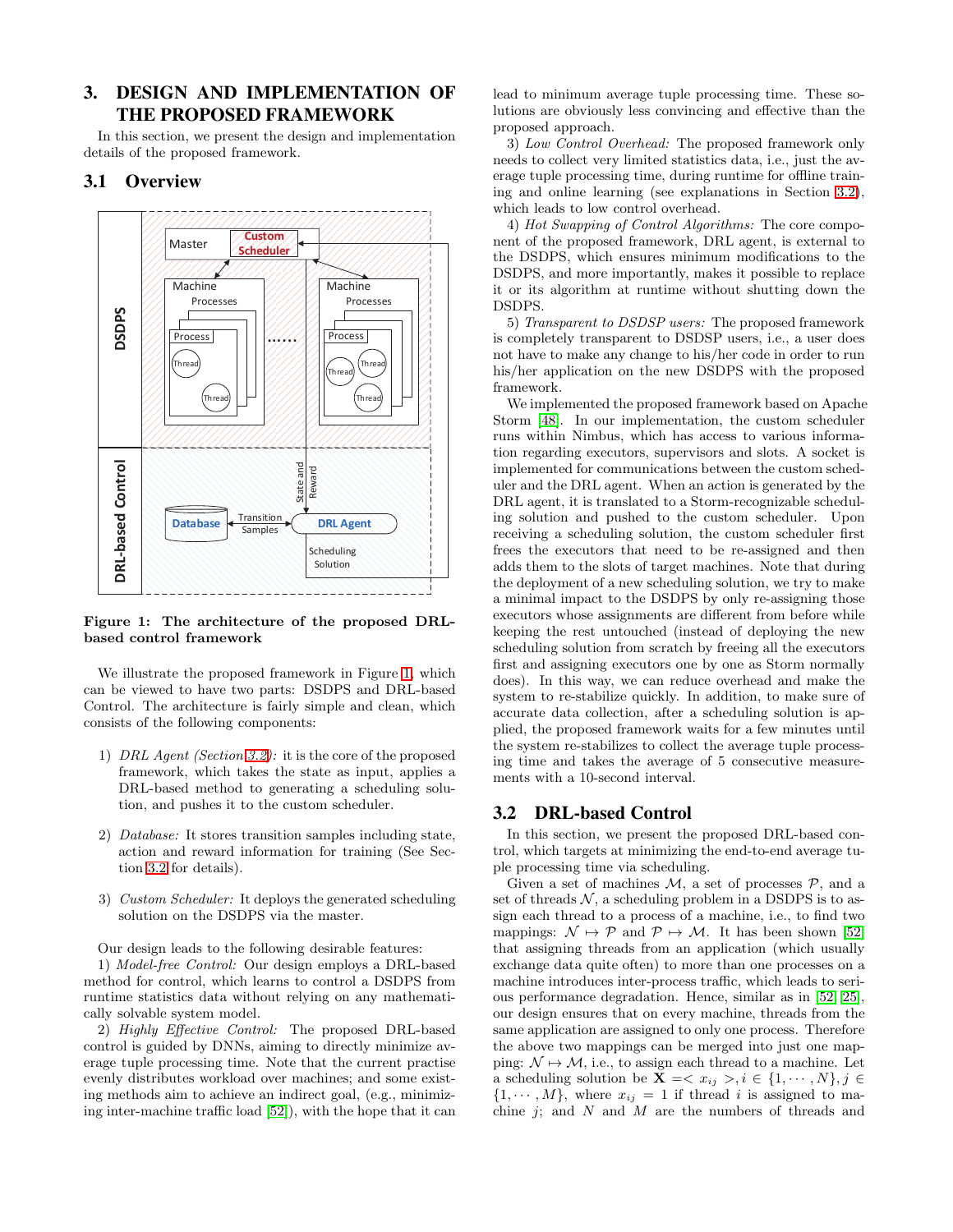## 3. DESIGN AND IMPLEMENTATION OF THE PROPOSED FRAMEWORK

In this section, we present the design and implementation details of the proposed framework.

### 3.1 Overview

DSDPS

Master

Custom Scheduler

Machine

Processes

Process

Thread

Thread

......

Machine

Processes

Process

Thread

Thread

Thread

DRL-based Control

State and Reward

Database

Transition Samples

DRL Agent

Scheduling Solution

**Figure 1: The architecture of the proposed DRL-based control framework**

We illustrate the proposed framework in Figure 1, which can be viewed to have two parts: DSDPS and DRL-based Control. The architecture is fairly simple and clean, which consists of the following components:

1) *DRL Agent (Section 3.2):* it is the core of the proposed framework, which takes the state as input, applies a DRL-based method to generating a scheduling solution, and pushes it to the custom scheduler.

2) *Database:* It stores transition samples including state, action and reward information for training (See Section 3.2 for details).

3) *Custom Scheduler:* It deploys the generated scheduling solution on the DSDPS via the master.

Our design leads to the following desirable features:

1) *Model-free Control:* Our design employs a DRL-based method for control, which learns to control a DSDPS from runtime statistics data without relying on any mathematically solvable system model.

2) *Highly Effective Control:* The proposed DRL-based control is guided by DNNs, aiming to directly minimize average tuple processing time. Note that the current practise evenly distributes workload over machines; and some existing methods aim to achieve an indirect goal, (e.g., minimizing inter-machine traffic load [52]), with the hope that it can lead to minimum average tuple processing time. These solutions are obviously less convincing and effective than the proposed approach.

3) *Low Control Overhead:* The proposed framework only needs to collect very limited statistics data, i.e., just the average tuple processing time, during runtime for offline training and online learning (see explanations in Section 3.2), which leads to low control overhead.

4) *Hot Swapping of Control Algorithms:* The core component of the proposed framework, DRL agent, is external to the DSDPS, which ensures minimum modifications to the DSDPS, and more importantly, makes it possible to replace it or its algorithm at runtime without shutting down the DSDPS.

5) *Transparent to DSDSP users:* The proposed framework is completely transparent to DSDSP users, i.e., a user does not have to make any change to his/her code in order to run his/her application on the new DSDPS with the proposed framework.

We implemented the proposed framework based on Apache Storm [48]. In our implementation, the custom scheduler runs within Nimbus, which has access to various information regarding executors, supervisors and slots. A socket is implemented for communications between the custom scheduler and the DRL agent. When an action is generated by the DRL agent, it is translated to a Storm-recognizable scheduling solution and pushed to the custom scheduler. Upon receiving a scheduling solution, the custom scheduler first frees the executors that need to be re-assigned and then adds them to the slots of target machines. Note that during the deployment of a new scheduling solution, we try to make a minimal impact to the DSDPS by only re-assigning those executors whose assignments are different from before while keeping the rest untouched (instead of deploying the new scheduling solution from scratch by freeing all the executors first and assigning executors one by one as Storm normally does). In this way, we can reduce overhead and make the system to re-stabilize quickly. In addition, to make sure of accurate data collection, after a scheduling solution is applied, the proposed framework waits for a few minutes until the system re-stabilizes to collect the average tuple processing time and takes the average of 5 consecutive measurements with a 10-second interval.

### 3.2 DRL-based Control

In this section, we present the proposed DRL-based control, which targets at minimizing the end-to-end average tuple processing time via scheduling.

Given a set of machines $\mathcal{M}$, a set of processes $\mathcal{P}$, and a set of threads $\mathcal{N}$, a scheduling problem in a DSDPS is to assign each thread to a process of a machine, i.e., to find two mappings: $\mathcal{N} \mapsto \mathcal{P}$ and $\mathcal{P} \mapsto \mathcal{M}$. It has been shown [52] that assigning threads from an application (which usually exchange data quite often) to more than one processes on a machine introduces inter-process traffic, which leads to serious performance degradation. Hence, similar as in [52, 25], our design ensures that on every machine, threads from the same application are assigned to only one process. Therefore the above two mappings can be merged into just one mapping: $\mathcal{N} \mapsto \mathcal{M}$, i.e., to assign each thread to a machine. Let a scheduling solution be $\mathbf{X} =< x_{ij} >, i \in \{1, \cdots, N\}, j \in \{1, \cdots, M\}$, where $x_{ij} = 1$ if thread $i$ is assigned to machine $j$; and $N$ and $M$ are the numbers of threads and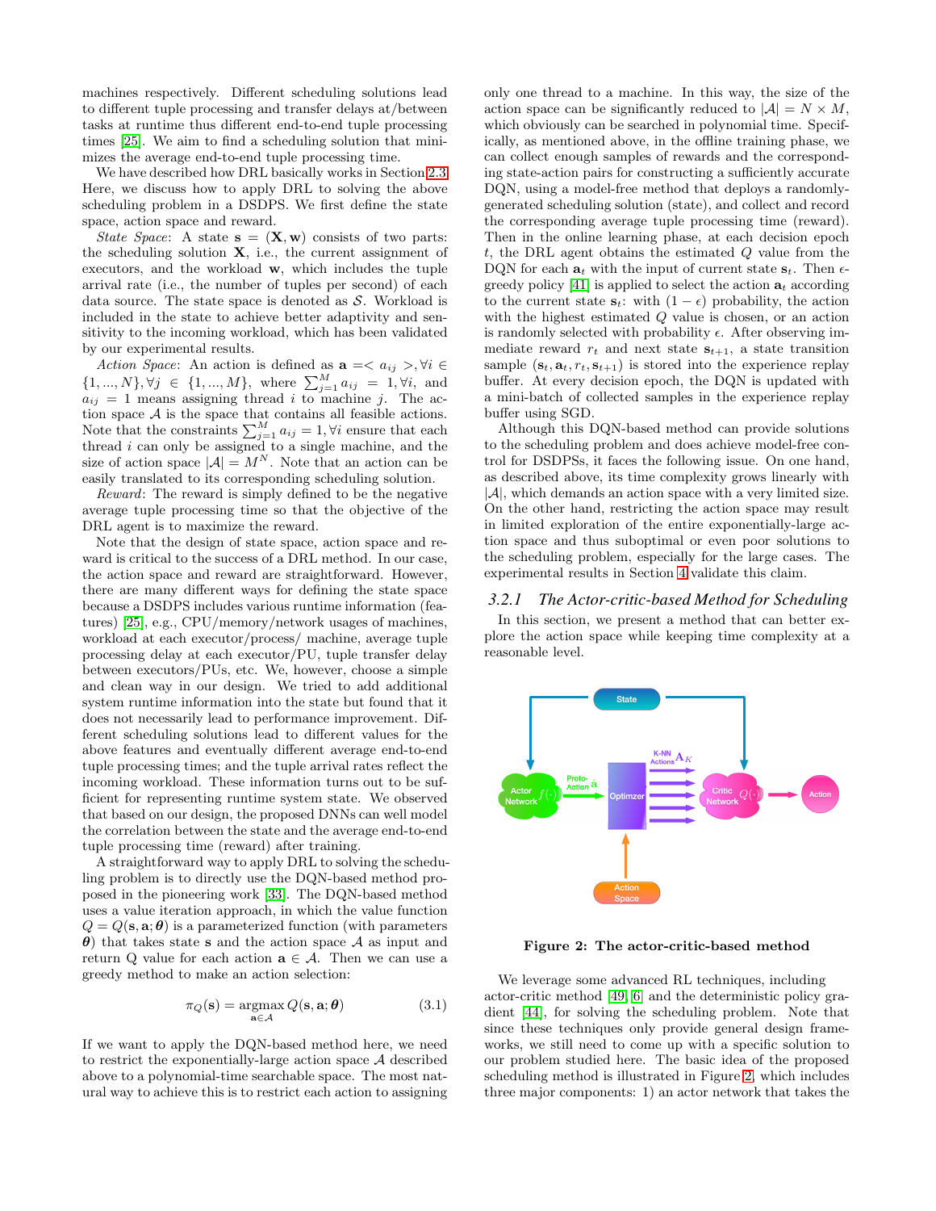machines respectively. Different scheduling solutions lead to different tuple processing and transfer delays at/between tasks at runtime thus different end-to-end tuple processing times [25]. We aim to find a scheduling solution that minimizes the average end-to-end tuple processing time.

We have described how DRL basically works in Section 2.3. Here, we discuss how to apply DRL to solving the above scheduling problem in a DSDPS. We first define the state space, action space and reward.

*State Space*: A state $\mathbf{s} = (\mathbf{X}, \mathbf{w})$ consists of two parts: the scheduling solution $\mathbf{X}$, i.e., the current assignment of executors, and the workload $\mathbf{w}$, which includes the tuple arrival rate (i.e., the number of tuples per second) of each data source. The state space is denoted as $\mathcal{S}$. Workload is included in the state to achieve better adaptivity and sensitivity to the incoming workload, which has been validated by our experimental results.

*Action Space*: An action is defined as $\mathbf{a} =< a_{ij} >, \forall i \in \{1, ..., N\}, \forall j \in \{1, ..., M\}$, where $\sum_{j=1}^{M} a_{ij} = 1, \forall i$, and $a_{ij} = 1$ means assigning thread $i$ to machine $j$. The action space $\mathcal{A}$ is the space that contains all feasible actions. Note that the constraints $\sum_{j=1}^{M} a_{ij} = 1, \forall i$ ensure that each thread $i$ can only be assigned to a single machine, and the size of action space $|\mathcal{A}| = M^N$. Note that an action can be easily translated to its corresponding scheduling solution.

*Reward*: The reward is simply defined to be the negative average tuple processing time so that the objective of the DRL agent is to maximize the reward.

Note that the design of state space, action space and reward is critical to the success of a DRL method. In our case, the action space and reward are straightforward. However, there are many different ways for defining the state space because a DSDPS includes various runtime information (features) [25], e.g., CPU/memory/network usages of machines, workload at each executor/process/ machine, average tuple processing delay at each executor/PU, tuple transfer delay between executors/PUs, etc. We, however, choose a simple and clean way in our design. We tried to add additional system runtime information into the state but found that it does not necessarily lead to performance improvement. Different scheduling solutions lead to different values for the above features and eventually different average end-to-end tuple processing times; and the tuple arrival rates reflect the incoming workload. These information turns out to be sufficient for representing runtime system state. We observed that based on our design, the proposed DNNs can well model the correlation between the state and the average end-to-end tuple processing time (reward) after training.

A straightforward way to apply DRL to solving the scheduling problem is to directly use the DQN-based method proposed in the pioneering work [33]. The DQN-based method uses a value iteration approach, in which the value function $Q = Q(\mathbf{s}, \mathbf{a}; \boldsymbol{\theta})$ is a parameterized function (with parameters $\boldsymbol{\theta}$) that takes state $\mathbf{s}$ and the action space $\mathcal{A}$ as input and return Q value for each action $\mathbf{a} \in \mathcal{A}$. Then we can use a greedy method to make an action selection:

$$\pi_Q(\mathbf{s}) = \underset{\mathbf{a} \in \mathcal{A}}{\operatorname{argmax}}\, Q(\mathbf{s}, \mathbf{a}; \boldsymbol{\theta}) \tag{3.1}$$

If we want to apply the DQN-based method here, we need to restrict the exponentially-large action space $\mathcal{A}$ described above to a polynomial-time searchable space. The most natural way to achieve this is to restrict each action to assigning only one thread to a machine. In this way, the size of the action space can be significantly reduced to $|\mathcal{A}| = N \times M$, which obviously can be searched in polynomial time. Specifically, as mentioned above, in the offline training phase, we can collect enough samples of rewards and the corresponding state-action pairs for constructing a sufficiently accurate DQN, using a model-free method that deploys a randomly-generated scheduling solution (state), and collect and record the corresponding average tuple processing time (reward). Then in the online learning phase, at each decision epoch $t$, the DRL agent obtains the estimated $Q$ value from the DQN for each $\mathbf{a}_t$ with the input of current state $\mathbf{s}_t$. Then $\epsilon$-greedy policy [41] is applied to select the action $\mathbf{a}_t$ according to the current state $\mathbf{s}_t$: with $(1 - \epsilon)$ probability, the action with the highest estimated $Q$ value is chosen, or an action is randomly selected with probability $\epsilon$. After observing immediate reward $r_t$ and next state $\mathbf{s}_{t+1}$, a state transition sample $(\mathbf{s}_t, \mathbf{a}_t, r_t, \mathbf{s}_{t+1})$ is stored into the experience replay buffer. At every decision epoch, the DQN is updated with a mini-batch of collected samples in the experience replay buffer using SGD.

Although this DQN-based method can provide solutions to the scheduling problem and does achieve model-free control for DSDPSs, it faces the following issue. On one hand, as described above, its time complexity grows linearly with $|\mathcal{A}|$, which demands an action space with a very limited size. On the other hand, restricting the action space may result in limited exploration of the entire exponentially-large action space and thus suboptimal or even poor solutions to the scheduling problem, especially for the large cases. The experimental results in Section 4 validate this claim.

### 3.2.1 The Actor-critic-based Method for Scheduling

In this section, we present a method that can better explore the action space while keeping time complexity at a reasonable level.

State

Actor Network $f(\cdot)$

Proto-Action $\hat{\mathbf{a}}$

Optimizer

K-NN Actions $\mathbf{A}_K$

Critic Network $Q(\cdot)$

Action

Action Space

**Figure 2: The actor-critic-based method**

We leverage some advanced RL techniques, including actor-critic method [49, 6] and the deterministic policy gradient [44], for solving the scheduling problem. Note that since these techniques only provide general design frameworks, we still need to come up with a specific solution to our problem studied here. The basic idea of the proposed scheduling method is illustrated in Figure 2, which includes three major components: 1) an actor network that takes the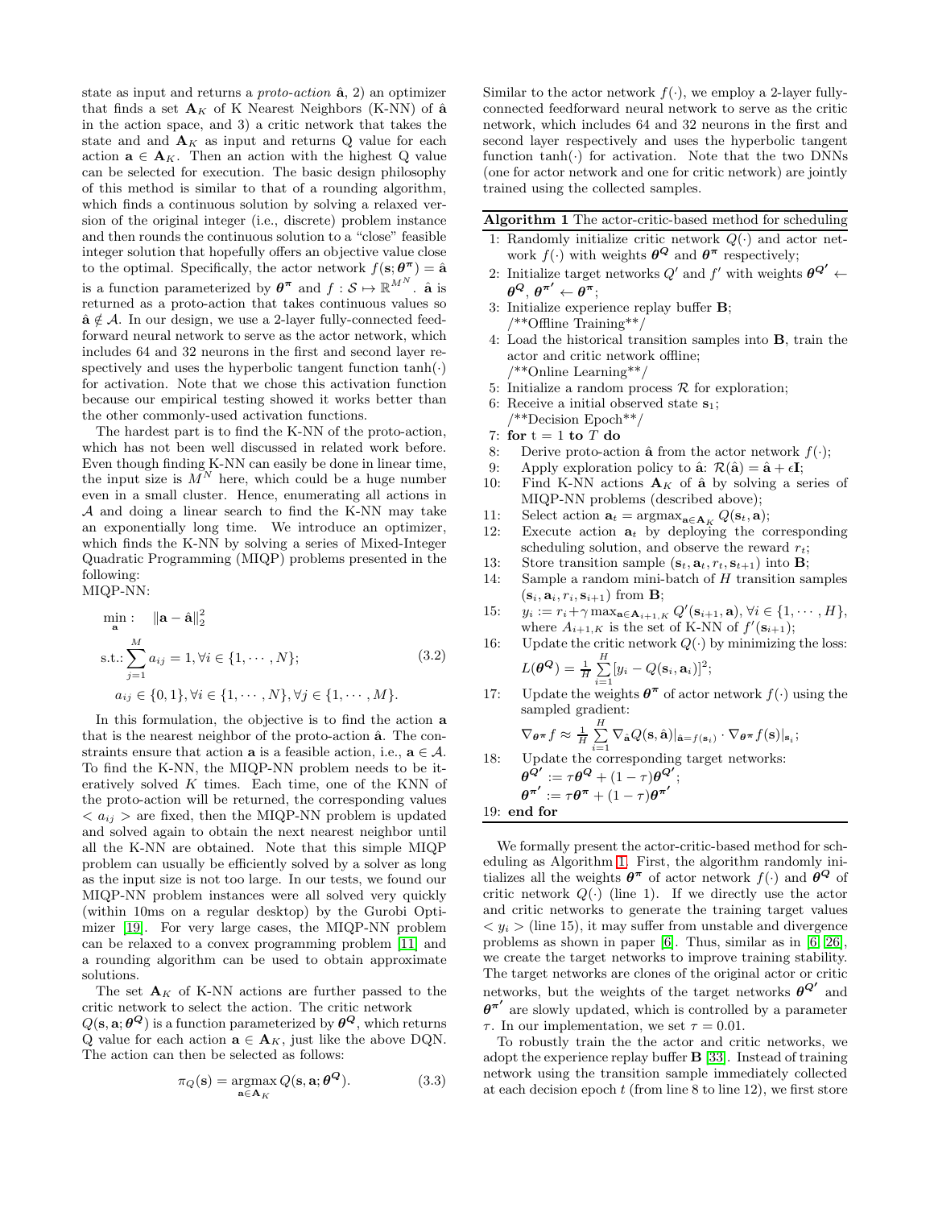state as input and returns a *proto-action* $\hat{\mathbf{a}}$, 2) an optimizer that finds a set $\mathbf{A}_K$ of K Nearest Neighbors (K-NN) of $\hat{\mathbf{a}}$ in the action space, and 3) a critic network that takes the state and and $\mathbf{A}_K$ as input and returns Q value for each action $\mathbf{a} \in \mathbf{A}_K$. Then an action with the highest Q value can be selected for execution. The basic design philosophy of this method is similar to that of a rounding algorithm, which finds a continuous solution by solving a relaxed version of the original integer (i.e., discrete) problem instance and then rounds the continuous solution to a "close" feasible integer solution that hopefully offers an objective value close to the optimal. Specifically, the actor network $f(\mathbf{s}; \boldsymbol{\theta}^{\boldsymbol{\pi}}) = \hat{\mathbf{a}}$ is a function parameterized by $\boldsymbol{\theta}^{\boldsymbol{\pi}}$ and $f : \mathcal{S} \mapsto \mathbb{R}^{MN}$. $\hat{\mathbf{a}}$ is returned as a proto-action that takes continuous values so $\hat{\mathbf{a}} \notin \mathcal{A}$. In our design, we use a 2-layer fully-connected feedforward neural network to serve as the actor network, which includes 64 and 32 neurons in the first and second layer respectively and uses the hyperbolic tangent function $\tanh(\cdot)$ for activation. Note that we chose this activation function because our empirical testing showed it works better than the other commonly-used activation functions.

The hardest part is to find the K-NN of the proto-action, which has not been well discussed in related work before. Even though finding K-NN can easily be done in linear time, the input size is $M^N$ here, which could be a huge number even in a small cluster. Hence, enumerating all actions in $\mathcal{A}$ and doing a linear search to find the K-NN may take an exponentially long time. We introduce an optimizer, which finds the K-NN by solving a series of Mixed-Integer Quadratic Programming (MIQP) problems presented in the following:

MIQP-NN:

$$
\begin{aligned}
\min_{\mathbf{a}} : \quad & \|\mathbf{a} - \hat{\mathbf{a}}\|_2^2 \\
\text{s.t.:} \quad & \sum_{j=1}^{M} a_{ij} = 1, \forall i \in \{1, \cdots, N\}; \\
& a_{ij} \in \{0, 1\}, \forall i \in \{1, \cdots, N\}, \forall j \in \{1, \cdots, M\}.
\end{aligned}
\tag{3.2}
$$

In this formulation, the objective is to find the action $\mathbf{a}$ that is the nearest neighbor of the proto-action $\hat{\mathbf{a}}$. The constraints ensure that action $\mathbf{a}$ is a feasible action, i.e., $\mathbf{a} \in \mathcal{A}$. To find the K-NN, the MIQP-NN problem needs to be iteratively solved $K$ times. Each time, one of the KNN of the proto-action will be returned, the corresponding values $< a_{ij} >$ are fixed, then the MIQP-NN problem is updated and solved again to obtain the next nearest neighbor until all the K-NN are obtained. Note that this simple MIQP problem can usually be efficiently solved by a solver as long as the input size is not too large. In our tests, we found our MIQP-NN problem instances were all solved very quickly (within 10ms on a regular desktop) by the Gurobi Optimizer [19]. For very large cases, the MIQP-NN problem can be relaxed to a convex programming problem [11] and a rounding algorithm can be used to obtain approximate solutions.

The set $\mathbf{A}_K$ of K-NN actions are further passed to the critic network to select the action. The critic network $Q(\mathbf{s}, \mathbf{a}; \boldsymbol{\theta}^{\mathbf{Q}})$ is a function parameterized by $\boldsymbol{\theta}^{\mathbf{Q}}$, which returns Q value for each action $\mathbf{a} \in \mathbf{A}_K$, just like the above DQN. The action can then be selected as follows:

$$
\pi_Q(\mathbf{s}) = \operatorname*{argmax}_{\mathbf{a} \in \mathbf{A}_K} Q(\mathbf{s}, \mathbf{a}; \boldsymbol{\theta}^{\mathbf{Q}}). \tag{3.3}
$$

Similar to the actor network $f(\cdot)$, we employ a 2-layer fully-connected feedforward neural network to serve as the critic network, which includes 64 and 32 neurons in the first and second layer respectively and uses the hyperbolic tangent function $\tanh(\cdot)$ for activation. Note that the two DNNs (one for actor network and one for critic network) are jointly trained using the collected samples.

**Algorithm 1** The actor-critic-based method for scheduling

1: Randomly initialize critic network $Q(\cdot)$ and actor network $f(\cdot)$ with weights $\boldsymbol{\theta}^{\mathbf{Q}}$ and $\boldsymbol{\theta}^{\boldsymbol{\pi}}$ respectively;
2: Initialize target networks $Q'$ and $f'$ with weights $\boldsymbol{\theta}^{\mathbf{Q'}} \leftarrow \boldsymbol{\theta}^{\mathbf{Q}}$, $\boldsymbol{\theta}^{\boldsymbol{\pi'}} \leftarrow \boldsymbol{\theta}^{\boldsymbol{\pi}}$;
3: Initialize experience replay buffer $\mathbf{B}$;
/**Offline Training**/
4: Load the historical transition samples into $\mathbf{B}$, train the actor and critic network offline;
/**Online Learning**/
5: Initialize a random process $\mathcal{R}$ for exploration;
6: Receive a initial observed state $\mathbf{s}_1$;
/**Decision Epoch**/
7: **for** t = 1 **to** $T$ **do**
8: Derive proto-action $\hat{\mathbf{a}}$ from the actor network $f(\cdot)$;
9: Apply exploration policy to $\hat{\mathbf{a}}$: $\mathcal{R}(\hat{\mathbf{a}}) = \hat{\mathbf{a}} + \epsilon\mathbf{I}$;
10: Find K-NN actions $\mathbf{A}_K$ of $\hat{\mathbf{a}}$ by solving a series of MIQP-NN problems (described above);
11: Select action $\mathbf{a}_t = \operatorname{argmax}_{\mathbf{a} \in \mathbf{A}_K} Q(\mathbf{s}_t, \mathbf{a})$;
12: Execute action $\mathbf{a}_t$ by deploying the corresponding scheduling solution, and observe the reward $r_t$;
13: Store transition sample $(\mathbf{s}_t, \mathbf{a}_t, r_t, \mathbf{s}_{t+1})$ into $\mathbf{B}$;
14: Sample a random mini-batch of $H$ transition samples $(\mathbf{s}_i, \mathbf{a}_i, r_i, \mathbf{s}_{i+1})$ from $\mathbf{B}$;
15: $y_i := r_i + \gamma \max_{\mathbf{a} \in \mathbf{A}_{i+1,K}} Q'(\mathbf{s}_{i+1}, \mathbf{a}), \forall i \in \{1, \cdots, H\}$, where $A_{i+1,K}$ is the set of K-NN of $f'(\mathbf{s}_{i+1})$;
16: Update the critic network $Q(\cdot)$ by minimizing the loss: $L(\boldsymbol{\theta}^{\mathbf{Q}}) = \frac{1}{H} \sum_{i=1}^{H} [y_i - Q(\mathbf{s}_i, \mathbf{a}_i)]^2$;
17: Update the weights $\boldsymbol{\theta}^{\boldsymbol{\pi}}$ of actor network $f(\cdot)$ using the sampled gradient: $\nabla_{\boldsymbol{\theta}^{\boldsymbol{\pi}}} f \approx \frac{1}{H} \sum_{i=1}^{H} \nabla_{\hat{\mathbf{a}}} Q(\mathbf{s}, \hat{\mathbf{a}})|_{\hat{\mathbf{a}} = f(\mathbf{s}_i)} \cdot \nabla_{\boldsymbol{\theta}^{\boldsymbol{\pi}}} f(\mathbf{s})|_{\mathbf{s}_i}$;
18: Update the corresponding target networks: $\boldsymbol{\theta}^{\mathbf{Q'}} := \tau\boldsymbol{\theta}^{\mathbf{Q}} + (1-\tau)\boldsymbol{\theta}^{\mathbf{Q'}}$; $\boldsymbol{\theta}^{\boldsymbol{\pi'}} := \tau\boldsymbol{\theta}^{\boldsymbol{\pi}} + (1-\tau)\boldsymbol{\theta}^{\boldsymbol{\pi'}}$
19: **end for**

We formally present the actor-critic-based method for scheduling as Algorithm 1. First, the algorithm randomly initializes all the weights $\boldsymbol{\theta}^{\boldsymbol{\pi}}$ of actor network $f(\cdot)$ and $\boldsymbol{\theta}^{\mathbf{Q}}$ of critic network $Q(\cdot)$ (line 1). If we directly use the actor and critic networks to generate the training target values $< y_i >$ (line 15), it may suffer from unstable and divergence problems as shown in paper [6]. Thus, similar as in [6, 26], we create the target networks to improve training stability. The target networks are clones of the original actor or critic networks, but the weights of the target networks $\boldsymbol{\theta}^{\mathbf{Q'}}$ and $\boldsymbol{\theta}^{\boldsymbol{\pi'}}$ are slowly updated, which is controlled by a parameter $\tau$. In our implementation, we set $\tau = 0.01$.

To robustly train the the actor and critic networks, we adopt the experience replay buffer $\mathbf{B}$ [33]. Instead of training network using the transition sample immediately collected at each decision epoch $t$ (from line 8 to line 12), we first store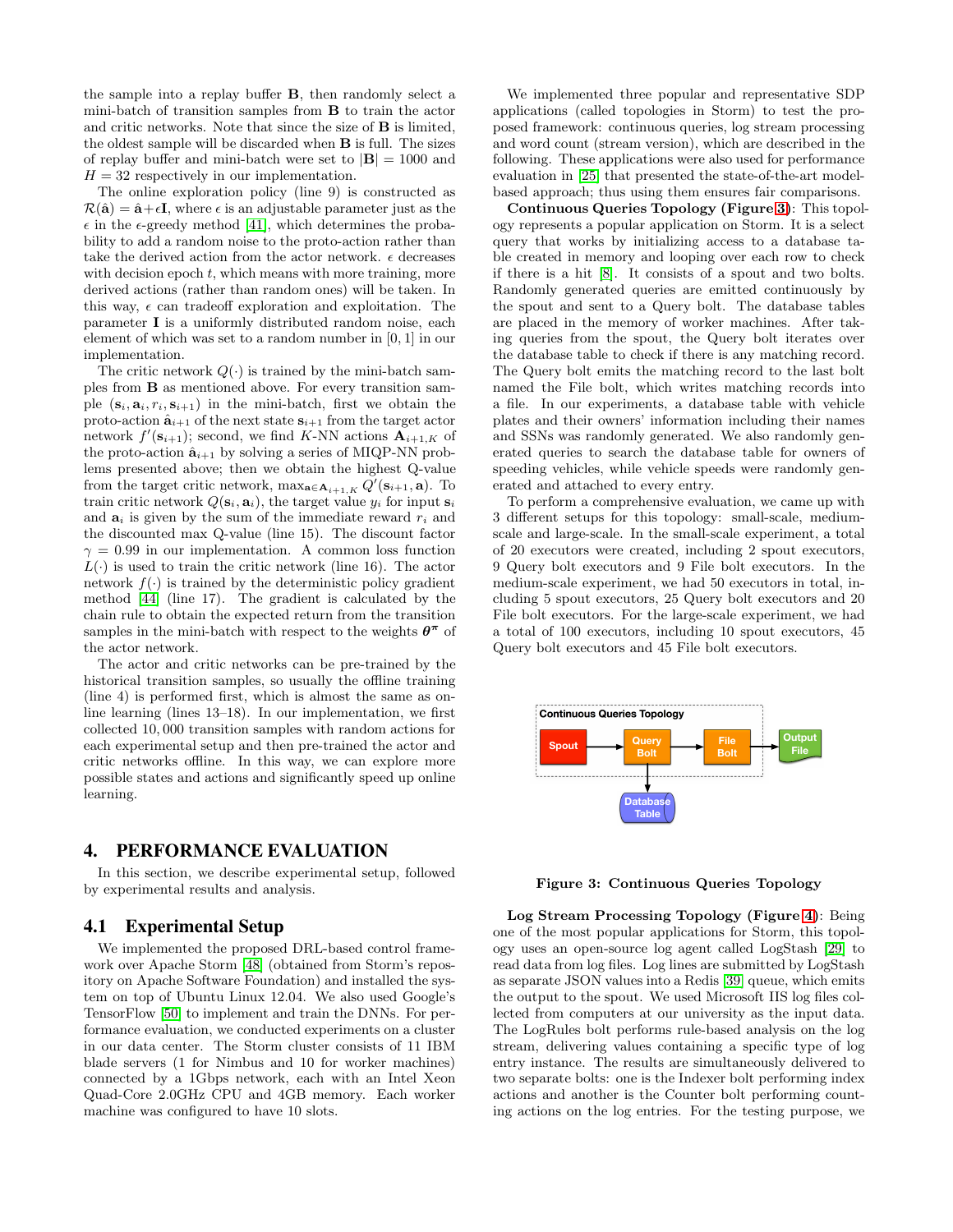the sample into a replay buffer $\mathbf{B}$, then randomly select a mini-batch of transition samples from $\mathbf{B}$ to train the actor and critic networks. Note that since the size of $\mathbf{B}$ is limited, the oldest sample will be discarded when $\mathbf{B}$ is full. The sizes of replay buffer and mini-batch were set to $|\mathbf{B}| = 1000$ and $H = 32$ respectively in our implementation.

The online exploration policy (line 9) is constructed as $\mathcal{R}(\hat{\mathbf{a}}) = \hat{\mathbf{a}} + \epsilon\mathbf{I}$, where $\epsilon$ is an adjustable parameter just as the $\epsilon$ in the $\epsilon$-greedy method [41], which determines the probability to add a random noise to the proto-action rather than take the derived action from the actor network. $\epsilon$ decreases with decision epoch $t$, which means with more training, more derived actions (rather than random ones) will be taken. In this way, $\epsilon$ can tradeoff exploration and exploitation. The parameter $\mathbf{I}$ is a uniformly distributed random noise, each element of which was set to a random number in $[0, 1]$ in our implementation.

The critic network $Q(\cdot)$ is trained by the mini-batch samples from $\mathbf{B}$ as mentioned above. For every transition sample $(\mathbf{s}_i, \mathbf{a}_i, r_i, \mathbf{s}_{i+1})$ in the mini-batch, first we obtain the proto-action $\hat{\mathbf{a}}_{i+1}$ of the next state $\mathbf{s}_{i+1}$ from the target actor network $f'(\mathbf{s}_{i+1})$; second, we find $K$-NN actions $\mathbf{A}_{i+1,K}$ of the proto-action $\hat{\mathbf{a}}_{i+1}$ by solving a series of MIQP-NN problems presented above; then we obtain the highest Q-value from the target critic network, $\max_{\mathbf{a} \in \mathbf{A}_{i+1,K}} Q'(\mathbf{s}_{i+1}, \mathbf{a})$. To train critic network $Q(\mathbf{s}_i, \mathbf{a}_i)$, the target value $y_i$ for input $\mathbf{s}_i$ and $\mathbf{a}_i$ is given by the sum of the immediate reward $r_i$ and the discounted max Q-value (line 15). The discount factor $\gamma = 0.99$ in our implementation. A common loss function $L(\cdot)$ is used to train the critic network (line 16). The actor network $f(\cdot)$ is trained by the deterministic policy gradient method [44] (line 17). The gradient is calculated by the chain rule to obtain the expected return from the transition samples in the mini-batch with respect to the weights $\boldsymbol{\theta}^{\boldsymbol{\pi}}$ of the actor network.

The actor and critic networks can be pre-trained by the historical transition samples, so usually the offline training (line 4) is performed first, which is almost the same as online learning (lines 13–18). In our implementation, we first collected 10,000 transition samples with random actions for each experimental setup and then pre-trained the actor and critic networks offline. In this way, we can explore more possible states and actions and significantly speed up online learning.

# 4. PERFORMANCE EVALUATION

In this section, we describe experimental setup, followed by experimental results and analysis.

## 4.1 Experimental Setup

We implemented the proposed DRL-based control framework over Apache Storm [48] (obtained from Storm's repository on Apache Software Foundation) and installed the system on top of Ubuntu Linux 12.04. We also used Google's TensorFlow [50] to implement and train the DNNs. For performance evaluation, we conducted experiments on a cluster in our data center. The Storm cluster consists of 11 IBM blade servers (1 for Nimbus and 10 for worker machines) connected by a 1Gbps network, each with an Intel Xeon Quad-Core 2.0GHz CPU and 4GB memory. Each worker machine was configured to have 10 slots.

We implemented three popular and representative SDP applications (called topologies in Storm) to test the proposed framework: continuous queries, log stream processing and word count (stream version), which are described in the following. These applications were also used for performance evaluation in [25] that presented the state-of-the-art model-based approach; thus using them ensures fair comparisons.

**Continuous Queries Topology (Figure 3)**: This topology represents a popular application on Storm. It is a select query that works by initializing access to a database table created in memory and looping over each row to check if there is a hit [8]. It consists of a spout and two bolts. Randomly generated queries are emitted continuously by the spout and sent to a Query bolt. The database tables are placed in the memory of worker machines. After taking queries from the spout, the Query bolt iterates over the database table to check if there is any matching record. The Query bolt emits the matching record to the last bolt named the File bolt, which writes matching records into a file. In our experiments, a database table with vehicle plates and their owners' information including their names and SSNs was randomly generated. We also randomly generated queries to search the database table for owners of speeding vehicles, while vehicle speeds were randomly generated and attached to every entry.

To perform a comprehensive evaluation, we came up with 3 different setups for this topology: small-scale, medium-scale and large-scale. In the small-scale experiment, a total of 20 executors were created, including 2 spout executors, 9 Query bolt executors and 9 File bolt executors. In the medium-scale experiment, we had 50 executors in total, including 5 spout executors, 25 Query bolt executors and 20 File bolt executors. For the large-scale experiment, we had a total of 100 executors, including 10 spout executors, 45 Query bolt executors and 45 File bolt executors.

Continuous Queries Topology

Spout

Query Bolt

File Bolt

Output File

Database Table

**Figure 3: Continuous Queries Topology**

**Log Stream Processing Topology (Figure 4)**: Being one of the most popular applications for Storm, this topology uses an open-source log agent called LogStash [29] to read data from log files. Log lines are submitted by LogStash as separate JSON values into a Redis [39] queue, which emits the output to the spout. We used Microsoft IIS log files collected from computers at our university as the input data. The LogRules bolt performs rule-based analysis on the log stream, delivering values containing a specific type of log entry instance. The results are simultaneously delivered to two separate bolts: one is the Indexer bolt performing index actions and another is the Counter bolt performing counting actions on the log entries. For the testing purpose, we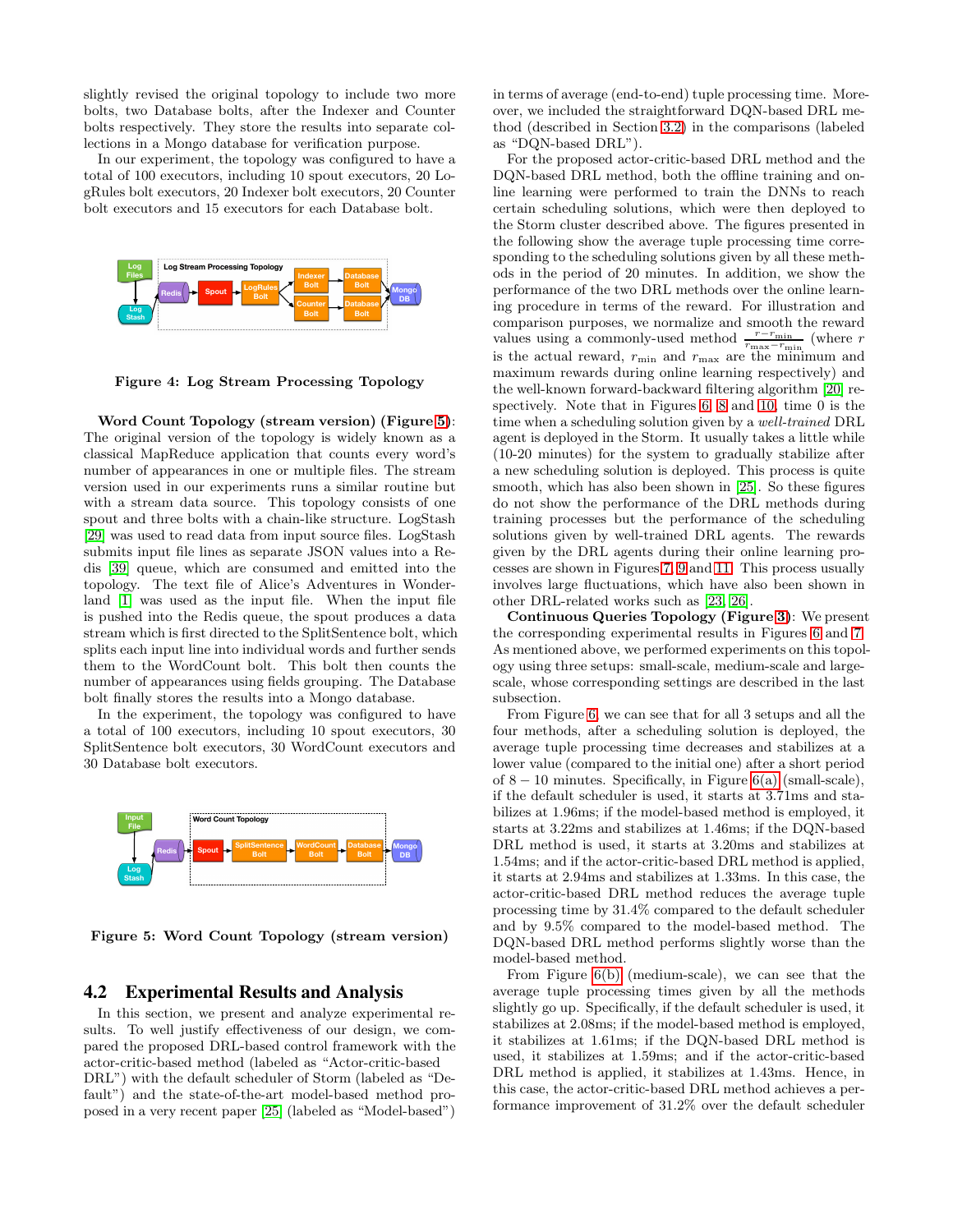slightly revised the original topology to include two more bolts, two Database bolts, after the Indexer and Counter bolts respectively. They store the results into separate collections in a Mongo database for verification purpose.

In our experiment, the topology was configured to have a total of 100 executors, including 10 spout executors, 20 LogRules bolt executors, 20 Indexer bolt executors, 20 Counter bolt executors and 15 executors for each Database bolt.

Log Files
Log Stream Processing Topology
Redis
Spout
LogRules Bolt
Indexer Bolt
Database Bolt
Counter Bolt
Database Bolt
Mongo DB
Log Stash

**Figure 4: Log Stream Processing Topology**

**Word Count Topology (stream version) (Figure 5)**: The original version of the topology is widely known as a classical MapReduce application that counts every word's number of appearances in one or multiple files. The stream version used in our experiments runs a similar routine but with a stream data source. This topology consists of one spout and three bolts with a chain-like structure. LogStash [29] was used to read data from input source files. LogStash submits input file lines as separate JSON values into a Redis [39] queue, which are consumed and emitted into the topology. The text file of Alice's Adventures in Wonderland [1] was used as the input file. When the input file is pushed into the Redis queue, the spout produces a data stream which is first directed to the SplitSentence bolt, which splits each input line into individual words and further sends them to the WordCount bolt. This bolt then counts the number of appearances using fields grouping. The Database bolt finally stores the results into a Mongo database.

In the experiment, the topology was configured to have a total of 100 executors, including 10 spout executors, 30 SplitSentence bolt executors, 30 WordCount executors and 30 Database bolt executors.

Input File
Word Count Topology
Redis
Spout
SplitSentence Bolt
WordCount Bolt
Database Bolt
Mongo DB
Log Stash

**Figure 5: Word Count Topology (stream version)**

## 4.2 Experimental Results and Analysis

In this section, we present and analyze experimental results. To well justify effectiveness of our design, we compared the proposed DRL-based control framework with the actor-critic-based method (labeled as "Actor-critic-based DRL") with the default scheduler of Storm (labeled as "Default") and the state-of-the-art model-based method proposed in a very recent paper [25] (labeled as "Model-based") in terms of average (end-to-end) tuple processing time. Moreover, we included the straightforward DQN-based DRL method (described in Section 3.2) in the comparisons (labeled as "DQN-based DRL").

For the proposed actor-critic-based DRL method and the DQN-based DRL method, both the offline training and online learning were performed to train the DNNs to reach certain scheduling solutions, which were then deployed to the Storm cluster described above. The figures presented in the following show the average tuple processing time corresponding to the scheduling solutions given by all these methods in the period of 20 minutes. In addition, we show the performance of the two DRL methods over the online learning procedure in terms of the reward. For illustration and comparison purposes, we normalize and smooth the reward values using a commonly-used method $\frac{r-r_{\min}}{r_{\max}-r_{\min}}$ (where $r$ is the actual reward, $r_{\min}$ and $r_{\max}$ are the minimum and maximum rewards during online learning respectively) and the well-known forward-backward filtering algorithm [20] respectively. Note that in Figures 6, 8 and 10, time 0 is the time when a scheduling solution given by a *well-trained* DRL agent is deployed in the Storm. It usually takes a little while (10-20 minutes) for the system to gradually stabilize after a new scheduling solution is deployed. This process is quite smooth, which has also been shown in [25]. So these figures do not show the performance of the DRL methods during training processes but the performance of the scheduling solutions given by well-trained DRL agents. The rewards given by the DRL agents during their online learning processes are shown in Figures 7, 9 and 11. This process usually involves large fluctuations, which have also been shown in other DRL-related works such as [23, 26].

**Continuous Queries Topology (Figure 3)**: We present the corresponding experimental results in Figures 6 and 7. As mentioned above, we performed experiments on this topology using three setups: small-scale, medium-scale and large-scale, whose corresponding settings are described in the last subsection.

From Figure 6, we can see that for all 3 setups and all the four methods, after a scheduling solution is deployed, the average tuple processing time decreases and stabilizes at a lower value (compared to the initial one) after a short period of $8-10$ minutes. Specifically, in Figure 6(a) (small-scale), if the default scheduler is used, it starts at 3.71ms and stabilizes at 1.96ms; if the model-based method is employed, it starts at 3.22ms and stabilizes at 1.46ms; if the DQN-based DRL method is used, it starts at 3.20ms and stabilizes at 1.54ms; and if the actor-critic-based DRL method is applied, it starts at 2.94ms and stabilizes at 1.33ms. In this case, the actor-critic-based DRL method reduces the average tuple processing time by 31.4% compared to the default scheduler and by 9.5% compared to the model-based method. The DQN-based DRL method performs slightly worse than the model-based method.

From Figure 6(b) (medium-scale), we can see that the average tuple processing times given by all the methods slightly go up. Specifically, if the default scheduler is used, it stabilizes at 2.08ms; if the model-based method is employed, it stabilizes at 1.61ms; if the DQN-based DRL method is used, it stabilizes at 1.59ms; and if the actor-critic-based DRL method is applied, it stabilizes at 1.43ms. Hence, in this case, the actor-critic-based DRL method achieves a performance improvement of 31.2% over the default scheduler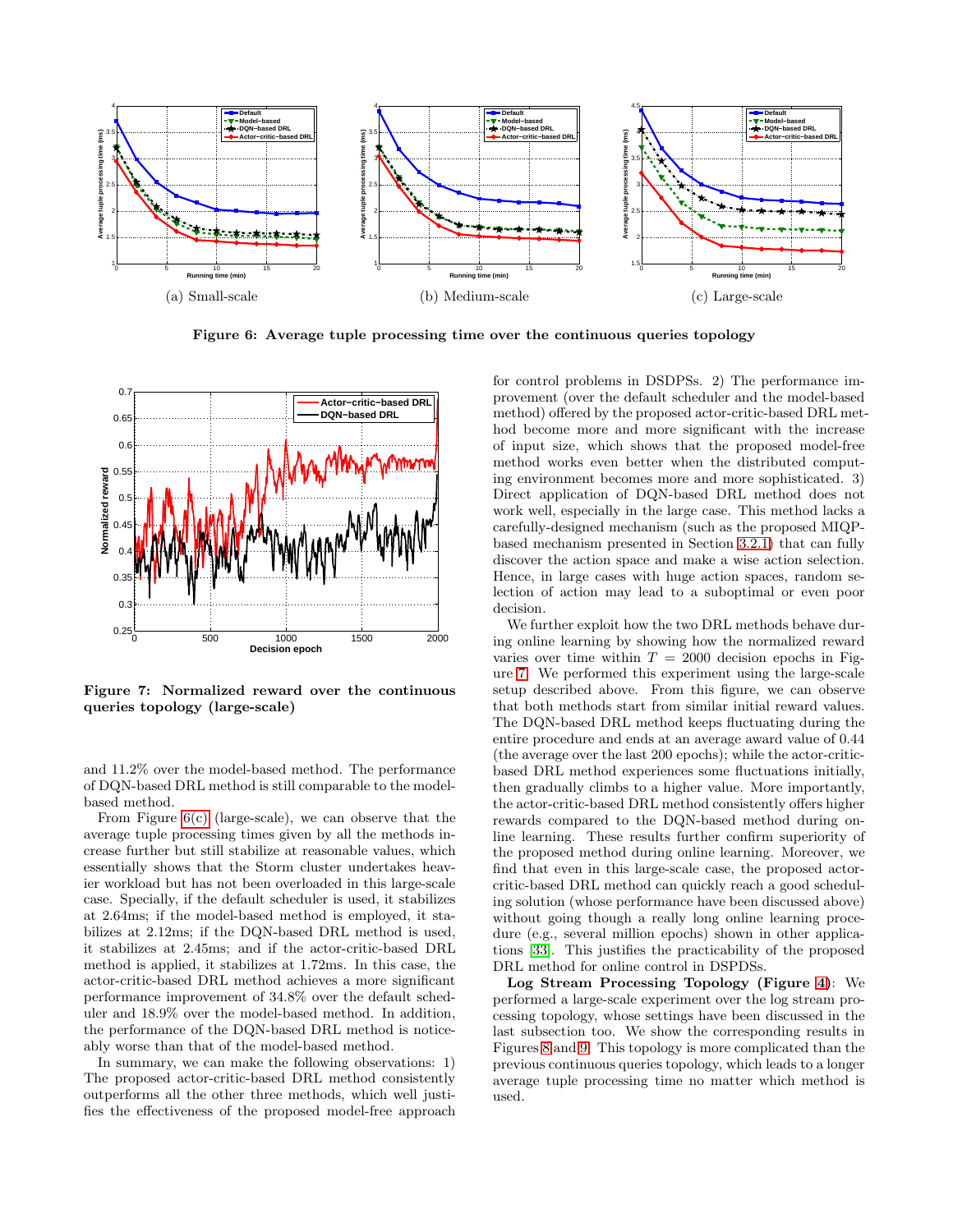Default
Model–based
DQN–based DRL
Actor–critic–based DRL

Average tuple processing time (ms)

Running time (min)

(a) Small-scale

(b) Medium-scale

(c) Large-scale

**Figure 6: Average tuple processing time over the continuous queries topology**

Actor–critic–based DRL
DQN–based DRL

Normalized reward

Decision epoch

**Figure 7: Normalized reward over the continuous queries topology (large-scale)**

and 11.2% over the model-based method. The performance of DQN-based DRL method is still comparable to the model-based method.

From Figure 6(c) (large-scale), we can observe that the average tuple processing times given by all the methods increase further but still stabilize at reasonable values, which essentially shows that the Storm cluster undertakes heavier workload but has not been overloaded in this large-scale case. Specially, if the default scheduler is used, it stabilizes at 2.64ms; if the model-based method is employed, it stabilizes at 2.12ms; if the DQN-based DRL method is used, it stabilizes at 2.45ms; and if the actor-critic-based DRL method is applied, it stabilizes at 1.72ms. In this case, the actor-critic-based DRL method achieves a more significant performance improvement of 34.8% over the default scheduler and 18.9% over the model-based method. In addition, the performance of the DQN-based DRL method is noticeably worse than that of the model-based method.

In summary, we can make the following observations: 1) The proposed actor-critic-based DRL method consistently outperforms all the other three methods, which well justifies the effectiveness of the proposed model-free approach for control problems in DSDPSs. 2) The performance improvement (over the default scheduler and the model-based method) offered by the proposed actor-critic-based DRL method become more and more significant with the increase of input size, which shows that the proposed model-free method works even better when the distributed computing environment becomes more and more sophisticated. 3) Direct application of DQN-based DRL method does not work well, especially in the large case. This method lacks a carefully-designed mechanism (such as the proposed MIQP-based mechanism presented in Section 3.2.1) that can fully discover the action space and make a wise action selection. Hence, in large cases with huge action spaces, random selection of action may lead to a suboptimal or even poor decision.

We further exploit how the two DRL methods behave during online learning by showing how the normalized reward varies over time within $T = 2000$ decision epochs in Figure 7. We performed this experiment using the large-scale setup described above. From this figure, we can observe that both methods start from similar initial reward values. The DQN-based DRL method keeps fluctuating during the entire procedure and ends at an average award value of 0.44 (the average over the last 200 epochs); while the actor-critic-based DRL method experiences some fluctuations initially, then gradually climbs to a higher value. More importantly, the actor-critic-based DRL method consistently offers higher rewards compared to the DQN-based method during online learning. These results further confirm superiority of the proposed method during online learning. Moreover, we find that even in this large-scale case, the proposed actor-critic-based DRL method can quickly reach a good scheduling solution (whose performance have been discussed above) without going though a really long online learning procedure (e.g., several million epochs) shown in other applications [33]. This justifies the practicability of the proposed DRL method for online control in DSPDSs.

**Log Stream Processing Topology (Figure 4)**: We performed a large-scale experiment over the log stream processing topology, whose settings have been discussed in the last subsection too. We show the corresponding results in Figures 8 and 9. This topology is more complicated than the previous continuous queries topology, which leads to a longer average tuple processing time no matter which method is used.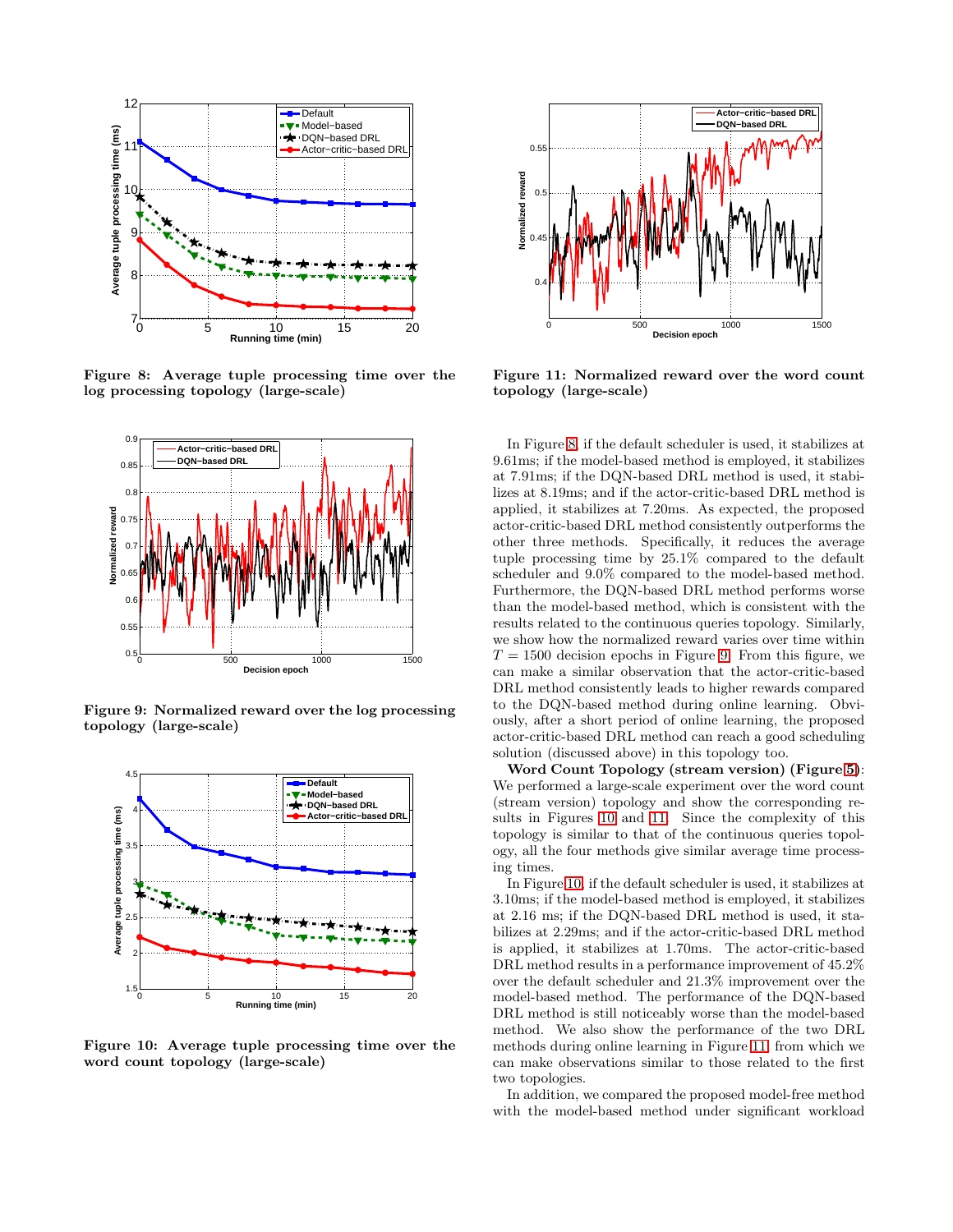12
11
10
9
8
7
0
5
10
15
20
Running time (min)
Average tuple processing time (ms)
Default
Model−based
DQN−based DRL
Actor−critic−based DRL

**Figure 8: Average tuple processing time over the log processing topology (large-scale)**

0.9
0.85
0.8
0.75
0.7
0.65
0.6
0.55
0.5
0
500
1000
1500
Decision epoch
Normalized reward
Actor−critic−based DRL
DQN−based DRL

**Figure 9: Normalized reward over the log processing topology (large-scale)**

4.5
4
3.5
3
2.5
2
1.5
0
5
10
15
20
Running time (min)
Average tuple processing time (ms)
Default
Model−based
DQN−based DRL
Actor−critic−based DRL

**Figure 10: Average tuple processing time over the word count topology (large-scale)**

0.55
0.5
0.45
0.4
0
500
1000
1500
Decision epoch
Normalized reward
Actor−critic−based DRL
DQN−based DRL

**Figure 11: Normalized reward over the word count topology (large-scale)**

In Figure 8, if the default scheduler is used, it stabilizes at 9.61ms; if the model-based method is employed, it stabilizes at 7.91ms; if the DQN-based DRL method is used, it stabilizes at 8.19ms; and if the actor-critic-based DRL method is applied, it stabilizes at 7.20ms. As expected, the proposed actor-critic-based DRL method consistently outperforms the other three methods. Specifically, it reduces the average tuple processing time by 25.1% compared to the default scheduler and 9.0% compared to the model-based method. Furthermore, the DQN-based DRL method performs worse than the model-based method, which is consistent with the results related to the continuous queries topology. Similarly, we show how the normalized reward varies over time within $T = 1500$ decision epochs in Figure 9. From this figure, we can make a similar observation that the actor-critic-based DRL method consistently leads to higher rewards compared to the DQN-based method during online learning. Obviously, after a short period of online learning, the proposed actor-critic-based DRL method can reach a good scheduling solution (discussed above) in this topology too.

**Word Count Topology (stream version) (Figure 5)**: We performed a large-scale experiment over the word count (stream version) topology and show the corresponding results in Figures 10 and 11. Since the complexity of this topology is similar to that of the continuous queries topology, all the four methods give similar average time processing times.

In Figure 10, if the default scheduler is used, it stabilizes at 3.10ms; if the model-based method is employed, it stabilizes at 2.16 ms; if the DQN-based DRL method is used, it stabilizes at 2.29ms; and if the actor-critic-based DRL method is applied, it stabilizes at 1.70ms. The actor-critic-based DRL method results in a performance improvement of 45.2% over the default scheduler and 21.3% improvement over the model-based method. The performance of the DQN-based DRL method is still noticeably worse than the model-based method. We also show the performance of the two DRL methods during online learning in Figure 11, from which we can make observations similar to those related to the first two topologies.

In addition, we compared the proposed model-free method with the model-based method under significant workload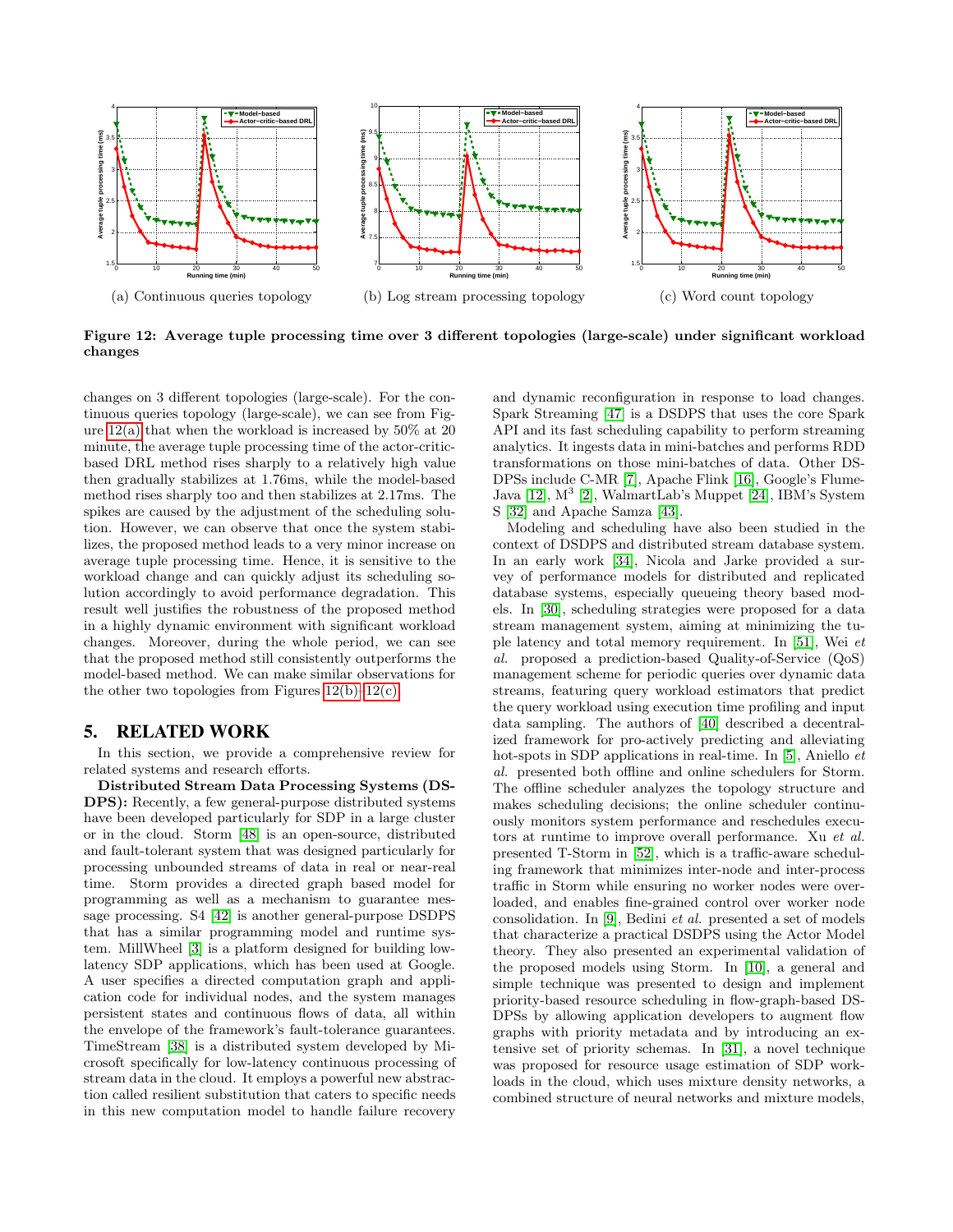Model-based
Actor-critic-based DRL
Average tuple processing time (ms)
Running time (min)
4
3.5
3
2.5
2
1.5
0 10 20 30 40 50

(a) Continuous queries topology

Model-based
Actor-critic-based DRL
Average tuple processing time (ms)
Running time (min)
10
9.5
9
8.5
8
7.5
7
0 10 20 30 40 50

(b) Log stream processing topology

Model-based
Actor-critic-based DRL
Average tuple processing time (ms)
Running time (min)
4
3.5
3
2.5
2
1.5
0 10 20 30 40 50

(c) Word count topology

**Figure 12: Average tuple processing time over 3 different topologies (large-scale) under significant workload changes**

changes on 3 different topologies (large-scale). For the continuous queries topology (large-scale), we can see from Figure 12(a) that when the workload is increased by 50% at 20 minute, the average tuple processing time of the actor-critic-based DRL method rises sharply to a relatively high value then gradually stabilizes at 1.76ms, while the model-based method rises sharply too and then stabilizes at 2.17ms. The spikes are caused by the adjustment of the scheduling solution. However, we can observe that once the system stabilizes, the proposed method leads to a very minor increase on average tuple processing time. Hence, it is sensitive to the workload change and can quickly adjust its scheduling solution accordingly to avoid performance degradation. This result well justifies the robustness of the proposed method in a highly dynamic environment with significant workload changes. Moreover, during the whole period, we can see that the proposed method still consistently outperforms the model-based method. We can make similar observations for the other two topologies from Figures 12(b)–12(c).

## 5. RELATED WORK

In this section, we provide a comprehensive review for related systems and research efforts.

**Distributed Stream Data Processing Systems (DSDPS):** Recently, a few general-purpose distributed systems have been developed particularly for SDP in a large cluster or in the cloud. Storm [48] is an open-source, distributed and fault-tolerant system that was designed particularly for processing unbounded streams of data in real or near-real time. Storm provides a directed graph based model for programming as well as a mechanism to guarantee message processing. S4 [42] is another general-purpose DSDPS that has a similar programming model and runtime system. MillWheel [3] is a platform designed for building low-latency SDP applications, which has been used at Google. A user specifies a directed computation graph and application code for individual nodes, and the system manages persistent states and continuous flows of data, all within the envelope of the framework's fault-tolerance guarantees. TimeStream [38] is a distributed system developed by Microsoft specifically for low-latency continuous processing of stream data in the cloud. It employs a powerful new abstraction called resilient substitution that caters to specific needs in this new computation model to handle failure recovery and dynamic reconfiguration in response to load changes. Spark Streaming [47] is a DSDPS that uses the core Spark API and its fast scheduling capability to perform streaming analytics. It ingests data in mini-batches and performs RDD transformations on those mini-batches of data. Other DSDPSs include C-MR [7], Apache Flink [16], Google's FlumeJava [12], $M^3$ [2], WalmartLab's Muppet [24], IBM's System S [32] and Apache Samza [43].

Modeling and scheduling have also been studied in the context of DSDPS and distributed stream database system. In an early work [34], Nicola and Jarke provided a survey of performance models for distributed and replicated database systems, especially queueing theory based models. In [30], scheduling strategies were proposed for a data stream management system, aiming at minimizing the tuple latency and total memory requirement. In [51], Wei *et al.* proposed a prediction-based Quality-of-Service (QoS) management scheme for periodic queries over dynamic data streams, featuring query workload estimators that predict the query workload using execution time profiling and input data sampling. The authors of [40] described a decentralized framework for pro-actively predicting and alleviating hot-spots in SDP applications in real-time. In [5], Aniello *et al.* presented both offline and online schedulers for Storm. The offline scheduler analyzes the topology structure and makes scheduling decisions; the online scheduler continuously monitors system performance and reschedules executors at runtime to improve overall performance. Xu *et al.* presented T-Storm in [52], which is a traffic-aware scheduling framework that minimizes inter-node and inter-process traffic in Storm while ensuring no worker nodes were overloaded, and enables fine-grained control over worker node consolidation. In [9], Bedini *et al.* presented a set of models that characterize a practical DSDPS using the Actor Model theory. They also presented an experimental validation of the proposed models using Storm. In [10], a general and simple technique was presented to design and implement priority-based resource scheduling in flow-graph-based DSDPSs by allowing application developers to augment flow graphs with priority metadata and by introducing an extensive set of priority schemas. In [31], a novel technique was proposed for resource usage estimation of SDP workloads in the cloud, which uses mixture density networks, a combined structure of neural networks and mixture models,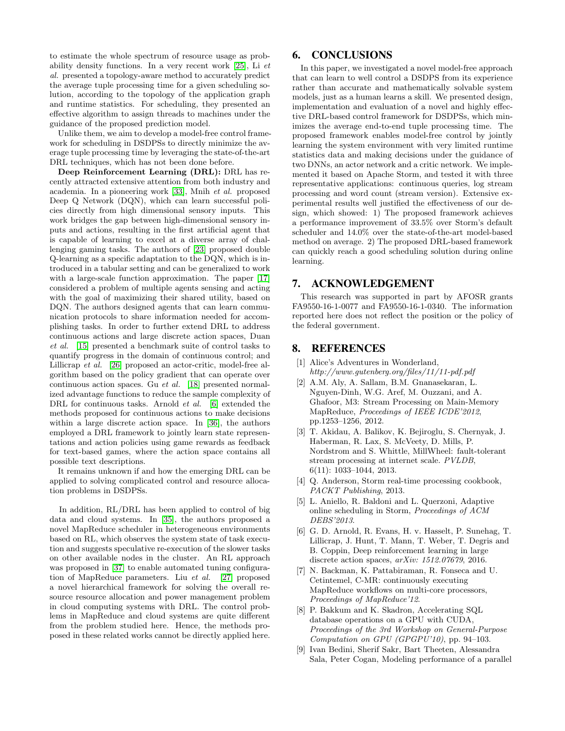to estimate the whole spectrum of resource usage as probability density functions. In a very recent work [25], Li *et al.* presented a topology-aware method to accurately predict the average tuple processing time for a given scheduling solution, according to the topology of the application graph and runtime statistics. For scheduling, they presented an effective algorithm to assign threads to machines under the guidance of the proposed prediction model.

Unlike them, we aim to develop a model-free control framework for scheduling in DSDPSs to directly minimize the average tuple processing time by leveraging the state-of-the-art DRL techniques, which has not been done before.

**Deep Reinforcement Learning (DRL):** DRL has recently attracted extensive attention from both industry and academia. In a pioneering work [33], Mnih *et al.* proposed Deep Q Network (DQN), which can learn successful policies directly from high dimensional sensory inputs. This work bridges the gap between high-dimensional sensory inputs and actions, resulting in the first artificial agent that is capable of learning to excel at a diverse array of challenging gaming tasks. The authors of [23] proposed double Q-learning as a specific adaptation to the DQN, which is introduced in a tabular setting and can be generalized to work with a large-scale function approximation. The paper [17] considered a problem of multiple agents sensing and acting with the goal of maximizing their shared utility, based on DQN. The authors designed agents that can learn communication protocols to share information needed for accomplishing tasks. In order to further extend DRL to address continuous actions and large discrete action spaces, Duan *et al.* [15] presented a benchmark suite of control tasks to quantify progress in the domain of continuous control; and Lillicrap *et al.* [26] proposed an actor-critic, model-free algorithm based on the policy gradient that can operate over continuous action spaces. Gu *et al.* [18] presented normalized advantage functions to reduce the sample complexity of DRL for continuous tasks. Arnold *et al.* [6] extended the methods proposed for continuous actions to make decisions within a large discrete action space. In [36], the authors employed a DRL framework to jointly learn state representations and action policies using game rewards as feedback for text-based games, where the action space contains all possible text descriptions.

It remains unknown if and how the emerging DRL can be applied to solving complicated control and resource allocation problems in DSDPSs.

In addition, RL/DRL has been applied to control of big data and cloud systems. In [35], the authors proposed a novel MapReduce scheduler in heterogeneous environments based on RL, which observes the system state of task execution and suggests speculative re-execution of the slower tasks on other available nodes in the cluster. An RL approach was proposed in [37] to enable automated tuning configuration of MapReduce parameters. Liu *et al.* [27] proposed a novel hierarchical framework for solving the overall resource resource allocation and power management problem in cloud computing systems with DRL. The control problems in MapReduce and cloud systems are quite different from the problem studied here. Hence, the methods proposed in these related works cannot be directly applied here.

# 6. CONCLUSIONS

In this paper, we investigated a novel model-free approach that can learn to well control a DSDPS from its experience rather than accurate and mathematically solvable system models, just as a human learns a skill. We presented design, implementation and evaluation of a novel and highly effective DRL-based control framework for DSDPSs, which minimizes the average end-to-end tuple processing time. The proposed framework enables model-free control by jointly learning the system environment with very limited runtime statistics data and making decisions under the guidance of two DNNs, an actor network and a critic network. We implemented it based on Apache Storm, and tested it with three representative applications: continuous queries, log stream processing and word count (stream version). Extensive experimental results well justified the effectiveness of our design, which showed: 1) The proposed framework achieves a performance improvement of 33.5% over Storm's default scheduler and 14.0% over the state-of-the-art model-based method on average. 2) The proposed DRL-based framework can quickly reach a good scheduling solution during online learning.

# 7. ACKNOWLEDGEMENT

This research was supported in part by AFOSR grants FA9550-16-1-0077 and FA9550-16-1-0340. The information reported here does not reflect the position or the policy of the federal government.

# 8. REFERENCES

[1] Alice's Adventures in Wonderland, *http://www.gutenberg.org/files/11/11-pdf.pdf*

[2] A.M. Aly, A. Sallam, B.M. Gnanasekaran, L. Nguyen-Dinh, W.G. Aref, M. Ouzzani, and A. Ghafoor, M3: Stream Processing on Main-Memory MapReduce, *Proceedings of IEEE ICDE'2012*, pp.1253–1256, 2012.

[3] T. Akidau, A. Balikov, K. Bejiroglu, S. Chernyak, J. Haberman, R. Lax, S. McVeety, D. Mills, P. Nordstrom and S. Whittle, MillWheel: fault-tolerant stream processing at internet scale. *PVLDB*, 6(11): 1033–1044, 2013.

[4] Q. Anderson, Storm real-time processing cookbook, *PACKT Publishing*, 2013.

[5] L. Aniello, R. Baldoni and L. Querzoni, Adaptive online scheduling in Storm, *Proceedings of ACM DEBS'2013*.

[6] G. D. Arnold, R. Evans, H. v. Hasselt, P. Sunehag, T. Lillicrap, J. Hunt, T. Mann, T. Weber, T. Degris and B. Coppin, Deep reinforcement learning in large discrete action spaces, *arXiv: 1512.07679*, 2016.

[7] N. Backman, K. Pattabiraman, R. Fonseca and U. Cetintemel, C-MR: continuously executing MapReduce workflows on multi-core processors, *Proceedings of MapReduce'12*.

[8] P. Bakkum and K. Skadron, Accelerating SQL database operations on a GPU with CUDA, *Proceedings of the 3rd Workshop on General-Purpose Computation on GPU (GPGPU'10)*, pp. 94–103.

[9] Ivan Bedini, Sherif Sakr, Bart Theeten, Alessandra Sala, Peter Cogan, Modeling performance of a parallel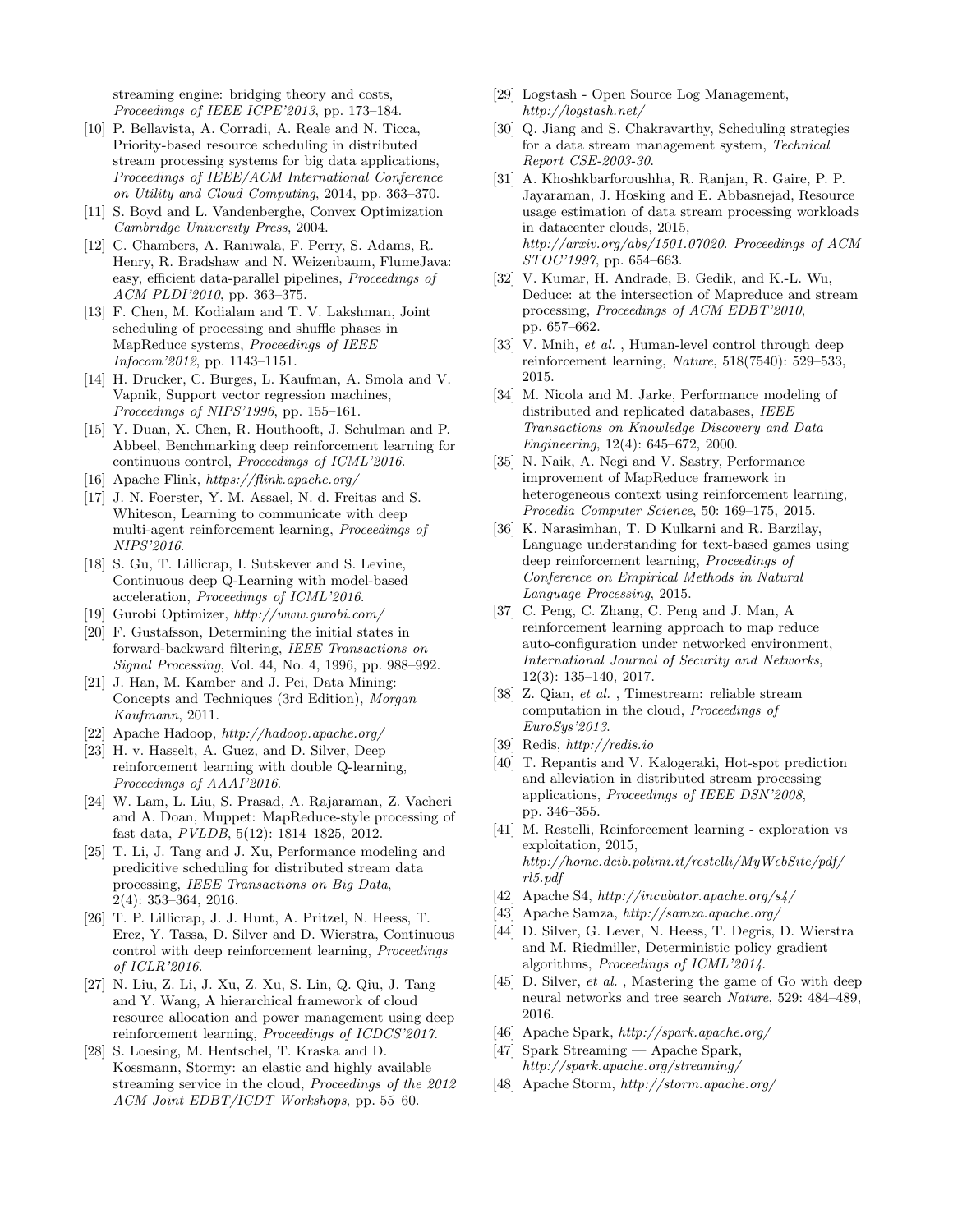streaming engine: bridging theory and costs, *Proceedings of IEEE ICPE'2013*, pp. 173–184.

[10] P. Bellavista, A. Corradi, A. Reale and N. Ticca, Priority-based resource scheduling in distributed stream processing systems for big data applications, *Proceedings of IEEE/ACM International Conference on Utility and Cloud Computing*, 2014, pp. 363–370.

[11] S. Boyd and L. Vandenberghe, Convex Optimization *Cambridge University Press*, 2004.

[12] C. Chambers, A. Raniwala, F. Perry, S. Adams, R. Henry, R. Bradshaw and N. Weizenbaum, FlumeJava: easy, efficient data-parallel pipelines, *Proceedings of ACM PLDI'2010*, pp. 363–375.

[13] F. Chen, M. Kodialam and T. V. Lakshman, Joint scheduling of processing and shuffle phases in MapReduce systems, *Proceedings of IEEE Infocom'2012*, pp. 1143–1151.

[14] H. Drucker, C. Burges, L. Kaufman, A. Smola and V. Vapnik, Support vector regression machines, *Proceedings of NIPS'1996*, pp. 155–161.

[15] Y. Duan, X. Chen, R. Houthooft, J. Schulman and P. Abbeel, Benchmarking deep reinforcement learning for continuous control, *Proceedings of ICML'2016*.

[16] Apache Flink, *https://flink.apache.org/*

[17] J. N. Foerster, Y. M. Assael, N. d. Freitas and S. Whiteson, Learning to communicate with deep multi-agent reinforcement learning, *Proceedings of NIPS'2016*.

[18] S. Gu, T. Lillicrap, I. Sutskever and S. Levine, Continuous deep Q-Learning with model-based acceleration, *Proceedings of ICML'2016*.

[19] Gurobi Optimizer, *http://www.gurobi.com/*

[20] F. Gustafsson, Determining the initial states in forward-backward filtering, *IEEE Transactions on Signal Processing*, Vol. 44, No. 4, 1996, pp. 988–992.

[21] J. Han, M. Kamber and J. Pei, Data Mining: Concepts and Techniques (3rd Edition), *Morgan Kaufmann*, 2011.

[22] Apache Hadoop, *http://hadoop.apache.org/*

[23] H. v. Hasselt, A. Guez, and D. Silver, Deep reinforcement learning with double Q-learning, *Proceedings of AAAI'2016*.

[24] W. Lam, L. Liu, S. Prasad, A. Rajaraman, Z. Vacheri and A. Doan, Muppet: MapReduce-style processing of fast data, *PVLDB*, 5(12): 1814–1825, 2012.

[25] T. Li, J. Tang and J. Xu, Performance modeling and predicitive scheduling for distributed stream data processing, *IEEE Transactions on Big Data*, 2(4): 353–364, 2016.

[26] T. P. Lillicrap, J. J. Hunt, A. Pritzel, N. Heess, T. Erez, Y. Tassa, D. Silver and D. Wierstra, Continuous control with deep reinforcement learning, *Proceedings of ICLR'2016*.

[27] N. Liu, Z. Li, J. Xu, Z. Xu, S. Lin, Q. Qiu, J. Tang and Y. Wang, A hierarchical framework of cloud resource allocation and power management using deep reinforcement learning, *Proceedings of ICDCS'2017*.

[28] S. Loesing, M. Hentschel, T. Kraska and D. Kossmann, Stormy: an elastic and highly available streaming service in the cloud, *Proceedings of the 2012 ACM Joint EDBT/ICDT Workshops*, pp. 55–60.

[29] Logstash - Open Source Log Management, *http://logstash.net/*

[30] Q. Jiang and S. Chakravarthy, Scheduling strategies for a data stream management system, *Technical Report CSE-2003-30*.

[31] A. Khoshkbarforoushha, R. Ranjan, R. Gaire, P. P. Jayaraman, J. Hosking and E. Abbasnejad, Resource usage estimation of data stream processing workloads in datacenter clouds, 2015, *http://arxiv.org/abs/1501.07020*. *Proceedings of ACM STOC'1997*, pp. 654–663.

[32] V. Kumar, H. Andrade, B. Gedik, and K.-L. Wu, Deduce: at the intersection of Mapreduce and stream processing, *Proceedings of ACM EDBT'2010*, pp. 657–662.

[33] V. Mnih, *et al.* , Human-level control through deep reinforcement learning, *Nature*, 518(7540): 529–533, 2015.

[34] M. Nicola and M. Jarke, Performance modeling of distributed and replicated databases, *IEEE Transactions on Knowledge Discovery and Data Engineering*, 12(4): 645–672, 2000.

[35] N. Naik, A. Negi and V. Sastry, Performance improvement of MapReduce framework in heterogeneous context using reinforcement learning, *Procedia Computer Science*, 50: 169–175, 2015.

[36] K. Narasimhan, T. D Kulkarni and R. Barzilay, Language understanding for text-based games using deep reinforcement learning, *Proceedings of Conference on Empirical Methods in Natural Language Processing*, 2015.

[37] C. Peng, C. Zhang, C. Peng and J. Man, A reinforcement learning approach to map reduce auto-configuration under networked environment, *International Journal of Security and Networks*, 12(3): 135–140, 2017.

[38] Z. Qian, *et al.* , Timestream: reliable stream computation in the cloud, *Proceedings of EuroSys'2013*.

[39] Redis, *http://redis.io*

[40] T. Repantis and V. Kalogeraki, Hot-spot prediction and alleviation in distributed stream processing applications, *Proceedings of IEEE DSN'2008*, pp. 346–355.

[41] M. Restelli, Reinforcement learning - exploration vs exploitation, 2015, *http://home.deib.polimi.it/restelli/MyWebSite/pdf/rl5.pdf*

[42] Apache S4, *http://incubator.apache.org/s4/*

[43] Apache Samza, *http://samza.apache.org/*

[44] D. Silver, G. Lever, N. Heess, T. Degris, D. Wierstra and M. Riedmiller, Deterministic policy gradient algorithms, *Proceedings of ICML'2014*.

[45] D. Silver, *et al.* , Mastering the game of Go with deep neural networks and tree search *Nature*, 529: 484–489, 2016.

[46] Apache Spark, *http://spark.apache.org/*

[47] Spark Streaming — Apache Spark, *http://spark.apache.org/streaming/*

[48] Apache Storm, *http://storm.apache.org/*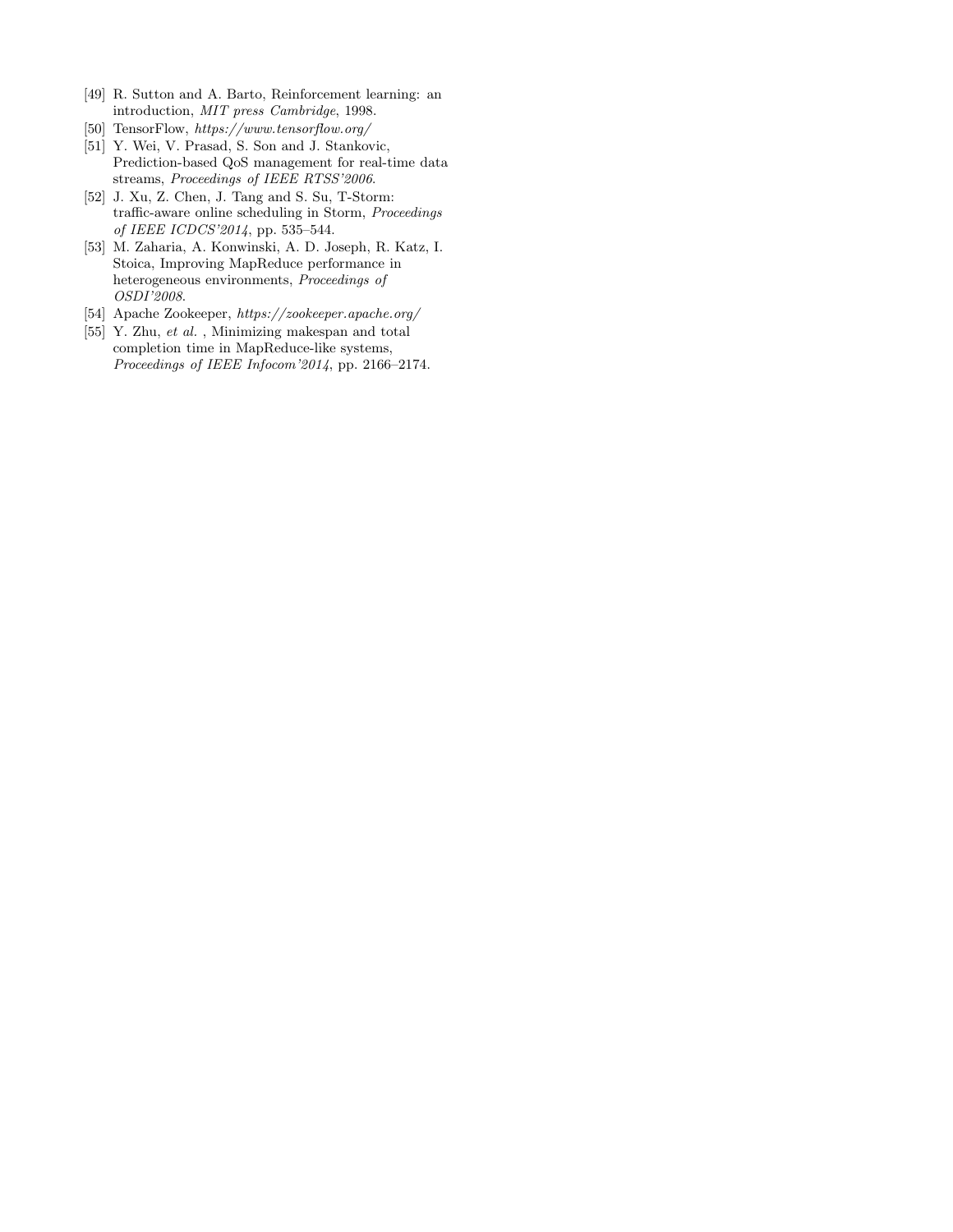[49] R. Sutton and A. Barto, Reinforcement learning: an introduction, *MIT press Cambridge*, 1998.

[50] TensorFlow, *https://www.tensorflow.org/*

[51] Y. Wei, V. Prasad, S. Son and J. Stankovic, Prediction-based QoS management for real-time data streams, *Proceedings of IEEE RTSS'2006*.

[52] J. Xu, Z. Chen, J. Tang and S. Su, T-Storm: traffic-aware online scheduling in Storm, *Proceedings of IEEE ICDCS'2014*, pp. 535–544.

[53] M. Zaharia, A. Konwinski, A. D. Joseph, R. Katz, I. Stoica, Improving MapReduce performance in heterogeneous environments, *Proceedings of OSDI'2008*.

[54] Apache Zookeeper, *https://zookeeper.apache.org/*

[55] Y. Zhu, *et al.* , Minimizing makespan and total completion time in MapReduce-like systems, *Proceedings of IEEE Infocom'2014*, pp. 2166–2174.